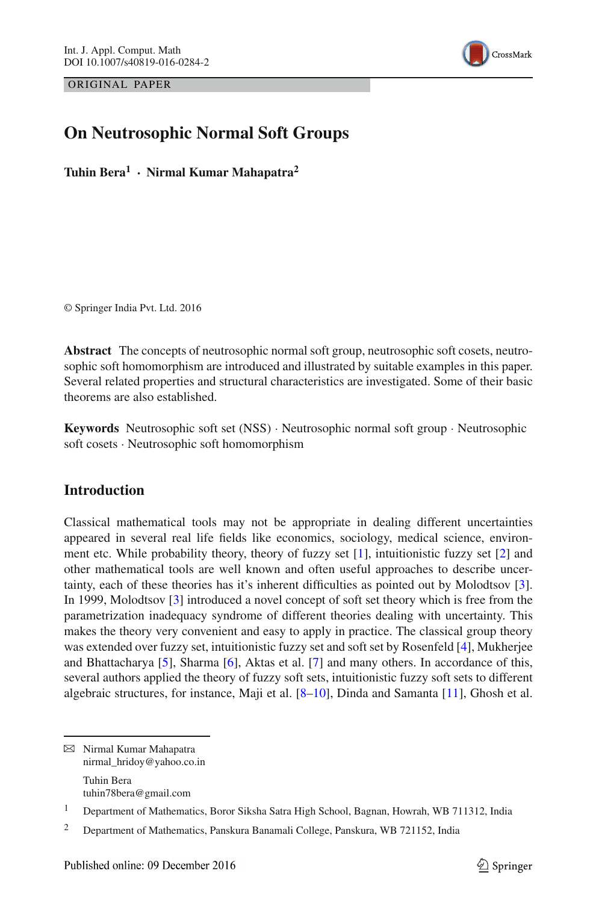ORIGINAL PAPER

# On Neutrosophic Normal Soft Groups

**Tuhin Bera[1] · Nirmal Kumar Mahapatra[2]**

© Springer India Pvt. Ltd. 2016

**Abstract** The concepts of neutrosophic normal soft group, neutrosophic soft cosets, neutrosophic soft homomorphism are introduced and illustrated by suitable examples in this paper. Several related properties and structural characteristics are investigated. Some of their basic theorems are also established.

**Keywords** Neutrosophic soft set (NSS) · Neutrosophic normal soft group · Neutrosophic soft cosets · Neutrosophic soft homomorphism

## Introduction

Classical mathematical tools may not be appropriate in dealing different uncertainties appeared in several real life fields like economics, sociology, medical science, environment etc. While probability theory, theory of fuzzy set [1], intuitionistic fuzzy set [2] and other mathematical tools are well known and often useful approaches to describe uncertainty, each of these theories has it's inherent difficulties as pointed out by Molodtsov [3]. In 1999, Molodtsov [3] introduced a novel concept of soft set theory which is free from the parametrization inadequacy syndrome of different theories dealing with uncertainty. This makes the theory very convenient and easy to apply in practice. The classical group theory was extended over fuzzy set, intuitionistic fuzzy set and soft set by Rosenfeld [4], Mukherjee and Bhattacharya [5], Sharma [6], Aktas et al. [7] and many others. In accordance of this, several authors applied the theory of fuzzy soft sets, intuitionistic fuzzy soft sets to different algebraic structures, for instance, Maji et al. [8–10], Dinda and Samanta [11], Ghosh et al.

---

✉ Nirmal Kumar Mahapatra
nirmal_hridoy@yahoo.co.in

Tuhin Bera
tuhin78bera@gmail.com

[1] Department of Mathematics, Boror Siksha Satra High School, Bagnan, Howrah, WB 711312, India

[2] Department of Mathematics, Panskura Banamali College, Panskura, WB 721152, India

Published online: 09 December 2016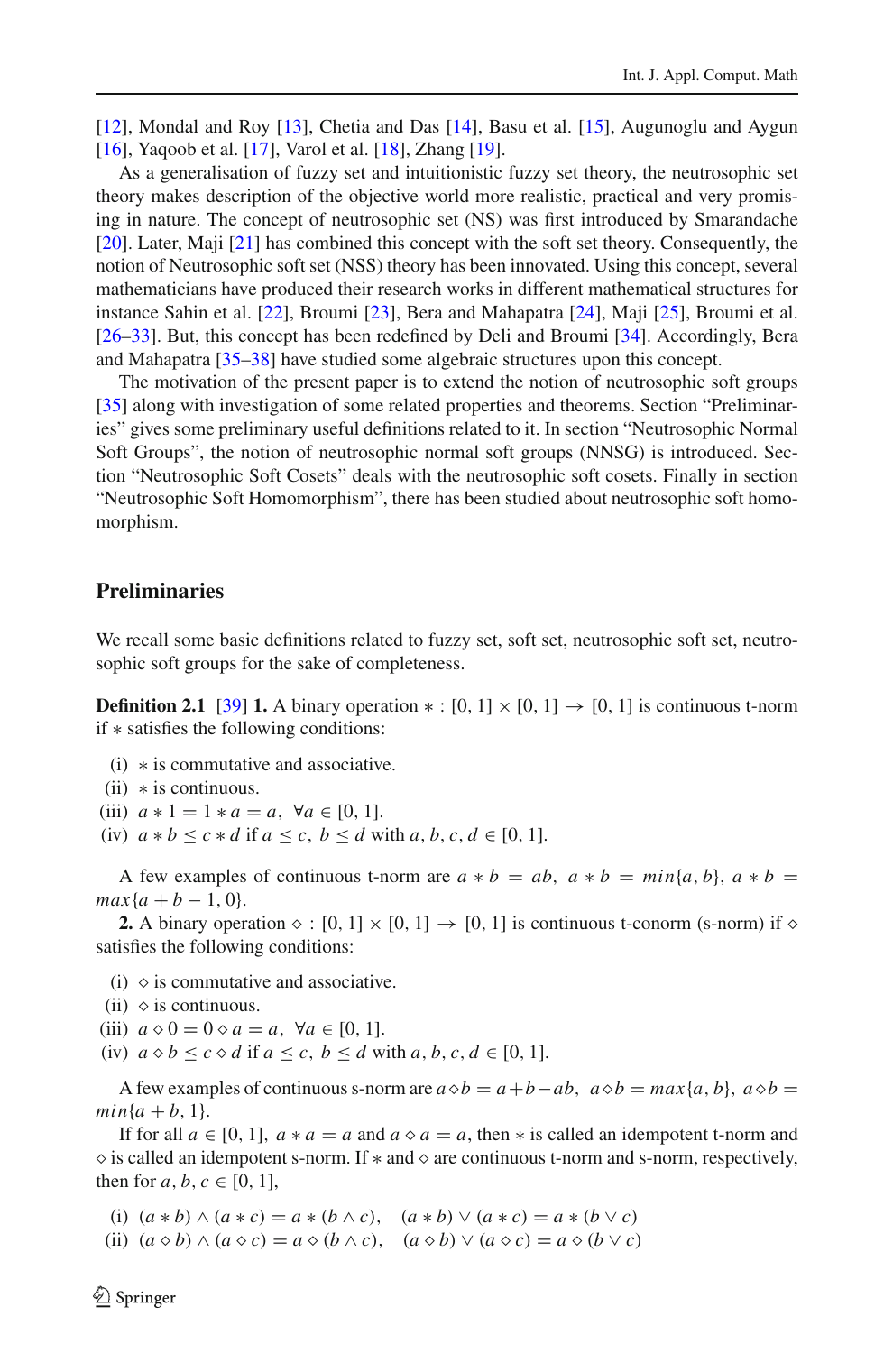[12], Mondal and Roy [13], Chetia and Das [14], Basu et al. [15], Augunoglu and Aygun [16], Yaqoob et al. [17], Varol et al. [18], Zhang [19].

As a generalisation of fuzzy set and intuitionistic fuzzy set theory, the neutrosophic set theory makes description of the objective world more realistic, practical and very promising in nature. The concept of neutrosophic set (NS) was first introduced by Smarandache [20]. Later, Maji [21] has combined this concept with the soft set theory. Consequently, the notion of Neutrosophic soft set (NSS) theory has been innovated. Using this concept, several mathematicians have produced their research works in different mathematical structures for instance Sahin et al. [22], Broumi [23], Bera and Mahapatra [24], Maji [25], Broumi et al. [26–33]. But, this concept has been redefined by Deli and Broumi [34]. Accordingly, Bera and Mahapatra [35–38] have studied some algebraic structures upon this concept.

The motivation of the present paper is to extend the notion of neutrosophic soft groups [35] along with investigation of some related properties and theorems. Section "Preliminaries" gives some preliminary useful definitions related to it. In section "Neutrosophic Normal Soft Groups", the notion of neutrosophic normal soft groups (NNSG) is introduced. Section "Neutrosophic Soft Cosets" deals with the neutrosophic soft cosets. Finally in section "Neutrosophic Soft Homomorphism", there has been studied about neutrosophic soft homomorphism.

## Preliminaries

We recall some basic definitions related to fuzzy set, soft set, neutrosophic soft set, neutrosophic soft groups for the sake of completeness.

**Definition 2.1** [39] **1.** A binary operation $* : [0, 1] \times [0, 1] \to [0, 1]$ is continuous t-norm if $*$ satisfies the following conditions:

(i) $*$ is commutative and associative.
(ii) $*$ is continuous.
(iii) $a * 1 = 1 * a = a, \ \forall a \in [0, 1]$.
(iv) $a * b \leq c * d$ if $a \leq c, \ b \leq d$ with $a, b, c, d \in [0, 1]$.

A few examples of continuous t-norm are $a * b = ab, \ a * b = min\{a, b\}, \ a * b = max\{a + b - 1, 0\}$.

**2.** A binary operation $\diamond : [0, 1] \times [0, 1] \to [0, 1]$ is continuous t-conorm (s-norm) if $\diamond$ satisfies the following conditions:

(i) $\diamond$ is commutative and associative.
(ii) $\diamond$ is continuous.
(iii) $a \diamond 0 = 0 \diamond a = a, \ \forall a \in [0, 1]$.
(iv) $a \diamond b \leq c \diamond d$ if $a \leq c, \ b \leq d$ with $a, b, c, d \in [0, 1]$.

A few examples of continuous s-norm are $a \diamond b = a + b - ab, \ a \diamond b = max\{a, b\}, \ a \diamond b = min\{a + b, 1\}$.

If for all $a \in [0, 1], \ a * a = a$ and $a \diamond a = a$, then $*$ is called an idempotent t-norm and $\diamond$ is called an idempotent s-norm. If $*$ and $\diamond$ are continuous t-norm and s-norm, respectively, then for $a, b, c \in [0, 1]$,

(i) $(a * b) \wedge (a * c) = a * (b \wedge c), \quad (a * b) \vee (a * c) = a * (b \vee c)$
(ii) $(a \diamond b) \wedge (a \diamond c) = a \diamond (b \wedge c), \quad (a \diamond b) \vee (a \diamond c) = a \diamond (b \vee c)$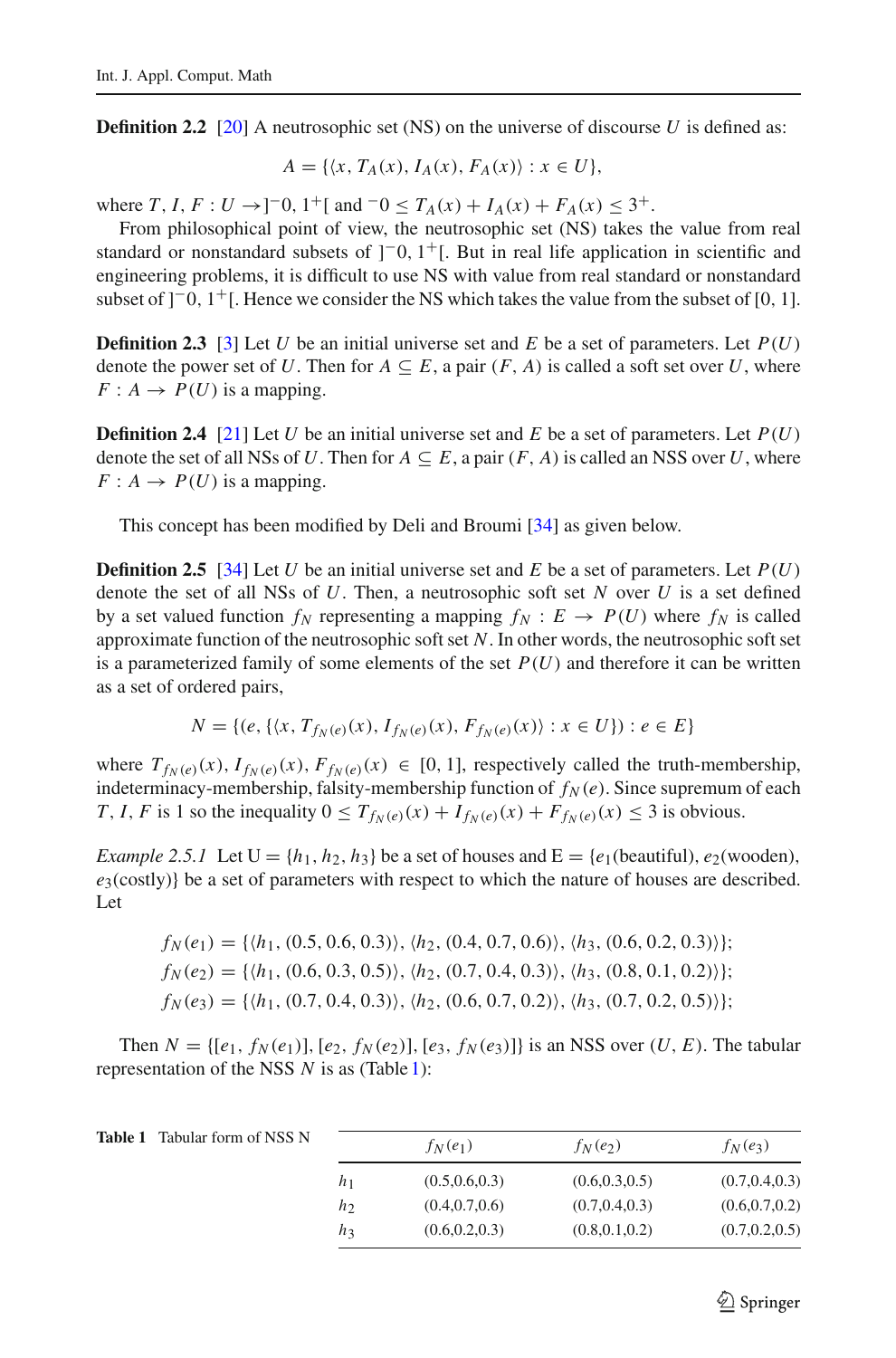**Definition 2.2** [20] A neutrosophic set (NS) on the universe of discourse $U$ is defined as:

$$A = \{\langle x, T_A(x), I_A(x), F_A(x)\rangle : x \in U\},$$

where $T, I, F : U \to ]^-0, 1^+[$ and $^-0 \le T_A(x) + I_A(x) + F_A(x) \le 3^+$.

From philosophical point of view, the neutrosophic set (NS) takes the value from real standard or nonstandard subsets of $]^-0, 1^+[$. But in real life application in scientific and engineering problems, it is difficult to use NS with value from real standard or nonstandard subset of $]^-0, 1^+[$. Hence we consider the NS which takes the value from the subset of [0, 1].

**Definition 2.3** [3] Let $U$ be an initial universe set and $E$ be a set of parameters. Let $P(U)$ denote the power set of $U$. Then for $A \subseteq E$, a pair $(F, A)$ is called a soft set over $U$, where $F : A \to P(U)$ is a mapping.

**Definition 2.4** [21] Let $U$ be an initial universe set and $E$ be a set of parameters. Let $P(U)$ denote the set of all NSs of $U$. Then for $A \subseteq E$, a pair $(F, A)$ is called an NSS over $U$, where $F : A \to P(U)$ is a mapping.

This concept has been modified by Deli and Broumi [34] as given below.

**Definition 2.5** [34] Let $U$ be an initial universe set and $E$ be a set of parameters. Let $P(U)$ denote the set of all NSs of $U$. Then, a neutrosophic soft set $N$ over $U$ is a set defined by a set valued function $f_N$ representing a mapping $f_N : E \to P(U)$ where $f_N$ is called approximate function of the neutrosophic soft set $N$. In other words, the neutrosophic soft set is a parameterized family of some elements of the set $P(U)$ and therefore it can be written as a set of ordered pairs,

$$N = \{(e, \{\langle x, T_{f_N(e)}(x), I_{f_N(e)}(x), F_{f_N(e)}(x)\rangle : x \in U\}) : e \in E\}$$

where $T_{f_N(e)}(x), I_{f_N(e)}(x), F_{f_N(e)}(x) \in [0, 1]$, respectively called the truth-membership, indeterminacy-membership, falsity-membership function of $f_N(e)$. Since supremum of each $T, I, F$ is 1 so the inequality $0 \le T_{f_N(e)}(x) + I_{f_N(e)}(x) + F_{f_N(e)}(x) \le 3$ is obvious.

*Example 2.5.1* Let U = $\{h_1, h_2, h_3\}$ be a set of houses and E = $\{e_1$(beautiful), $e_2$(wooden), $e_3$(costly)$\}$ be a set of parameters with respect to which the nature of houses are described. Let

$$f_N(e_1) = \{\langle h_1, (0.5, 0.6, 0.3)\rangle, \langle h_2, (0.4, 0.7, 0.6)\rangle, \langle h_3, (0.6, 0.2, 0.3)\rangle\};$$
$$f_N(e_2) = \{\langle h_1, (0.6, 0.3, 0.5)\rangle, \langle h_2, (0.7, 0.4, 0.3)\rangle, \langle h_3, (0.8, 0.1, 0.2)\rangle\};$$
$$f_N(e_3) = \{\langle h_1, (0.7, 0.4, 0.3)\rangle, \langle h_2, (0.6, 0.7, 0.2)\rangle, \langle h_3, (0.7, 0.2, 0.5)\rangle\};$$

Then $N = \{[e_1, f_N(e_1)], [e_2, f_N(e_2)], [e_3, f_N(e_3)]\}$ is an NSS over $(U, E)$. The tabular representation of the NSS $N$ is as (Table 1):

**Table 1** Tabular form of NSS N

| | $f_N(e_1)$ | $f_N(e_2)$ | $f_N(e_3)$ |
|---|---|---|---|
| $h_1$ | (0.5,0.6,0.3) | (0.6,0.3,0.5) | (0.7,0.4,0.3) |
| $h_2$ | (0.4,0.7,0.6) | (0.7,0.4,0.3) | (0.6,0.7,0.2) |
| $h_3$ | (0.6,0.2,0.3) | (0.8,0.1,0.2) | (0.7,0.2,0.5) |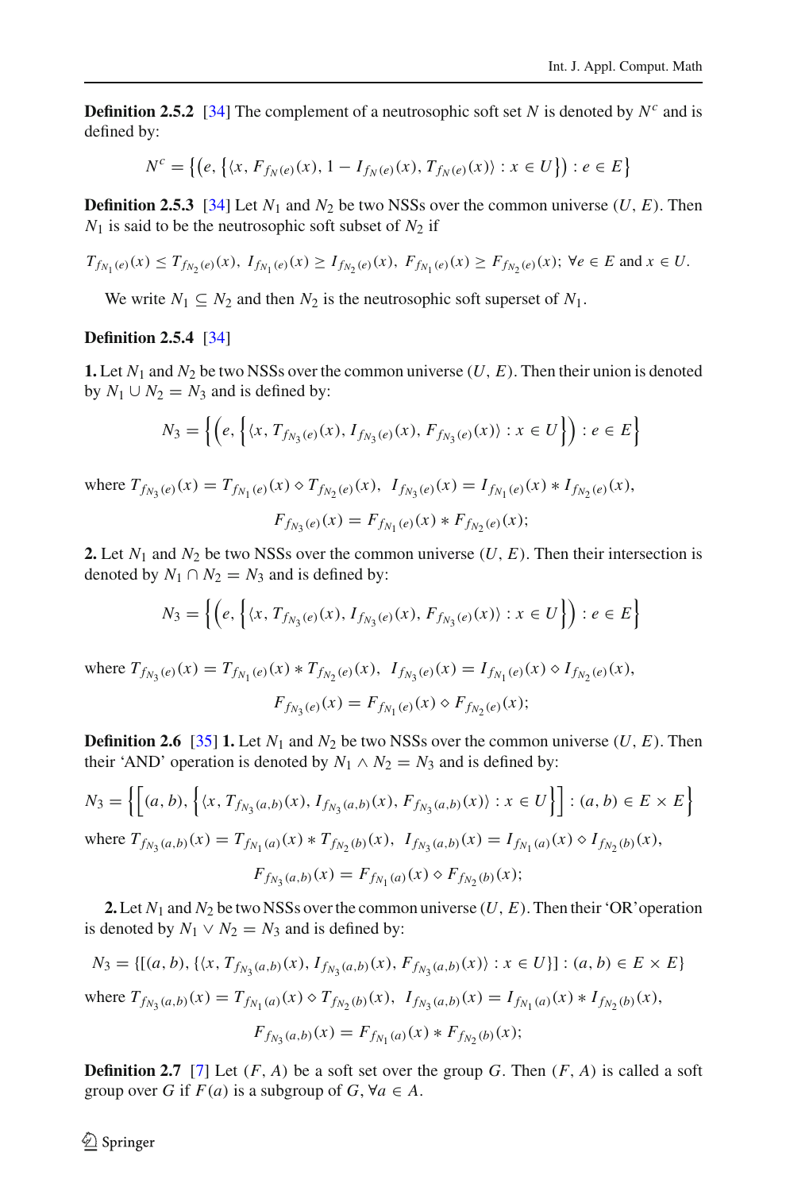**Definition 2.5.2** [34] The complement of a neutrosophic soft set $N$ is denoted by $N^c$ and is defined by:

$$N^c = \{(e, \{\langle x, F_{f_N(e)}(x), 1 - I_{f_N(e)}(x), T_{f_N(e)}(x)\rangle : x \in U\}) : e \in E\}$$

**Definition 2.5.3** [34] Let $N_1$ and $N_2$ be two NSSs over the common universe $(U, E)$. Then $N_1$ is said to be the neutrosophic soft subset of $N_2$ if

$$T_{f_{N_1}(e)}(x) \leq T_{f_{N_2}(e)}(x),\ I_{f_{N_1}(e)}(x) \geq I_{f_{N_2}(e)}(x),\ F_{f_{N_1}(e)}(x) \geq F_{f_{N_2}(e)}(x);\ \forall e \in E \text{ and } x \in U.$$

We write $N_1 \subseteq N_2$ and then $N_2$ is the neutrosophic soft superset of $N_1$.

**Definition 2.5.4** [34]

**1.** Let $N_1$ and $N_2$ be two NSSs over the common universe $(U, E)$. Then their union is denoted by $N_1 \cup N_2 = N_3$ and is defined by:

$$N_3 = \left\{\left(e, \left\{\langle x, T_{f_{N_3}(e)}(x), I_{f_{N_3}(e)}(x), F_{f_{N_3}(e)}(x)\rangle : x \in U\right\}\right) : e \in E\right\}$$

where $T_{f_{N_3}(e)}(x) = T_{f_{N_1}(e)}(x) \diamond T_{f_{N_2}(e)}(x),\ I_{f_{N_3}(e)}(x) = I_{f_{N_1}(e)}(x) * I_{f_{N_2}(e)}(x),$

$$F_{f_{N_3}(e)}(x) = F_{f_{N_1}(e)}(x) * F_{f_{N_2}(e)}(x);$$

**2.** Let $N_1$ and $N_2$ be two NSSs over the common universe $(U, E)$. Then their intersection is denoted by $N_1 \cap N_2 = N_3$ and is defined by:

$$N_3 = \left\{\left(e, \left\{\langle x, T_{f_{N_3}(e)}(x), I_{f_{N_3}(e)}(x), F_{f_{N_3}(e)}(x)\rangle : x \in U\right\}\right) : e \in E\right\}$$

where $T_{f_{N_3}(e)}(x) = T_{f_{N_1}(e)}(x) * T_{f_{N_2}(e)}(x),\ I_{f_{N_3}(e)}(x) = I_{f_{N_1}(e)}(x) \diamond I_{f_{N_2}(e)}(x),$

$$F_{f_{N_3}(e)}(x) = F_{f_{N_1}(e)}(x) \diamond F_{f_{N_2}(e)}(x);$$

**Definition 2.6** [35] **1.** Let $N_1$ and $N_2$ be two NSSs over the common universe $(U, E)$. Then their 'AND' operation is denoted by $N_1 \wedge N_2 = N_3$ and is defined by:

$$N_3 = \left\{\left[(a, b), \left\{\langle x, T_{f_{N_3}(a,b)}(x), I_{f_{N_3}(a,b)}(x), F_{f_{N_3}(a,b)}(x)\rangle : x \in U\right\}\right] : (a, b) \in E \times E\right\}$$

where $T_{f_{N_3}(a,b)}(x) = T_{f_{N_1}(a)}(x) * T_{f_{N_2}(b)}(x),\ I_{f_{N_3}(a,b)}(x) = I_{f_{N_1}(a)}(x) \diamond I_{f_{N_2}(b)}(x),$

$$F_{f_{N_3}(a,b)}(x) = F_{f_{N_1}(a)}(x) \diamond F_{f_{N_2}(b)}(x);$$

**2.** Let $N_1$ and $N_2$ be two NSSs over the common universe $(U, E)$. Then their 'OR' operation is denoted by $N_1 \vee N_2 = N_3$ and is defined by:

$$N_3 = \{[(a, b), \{\langle x, T_{f_{N_3}(a,b)}(x), I_{f_{N_3}(a,b)}(x), F_{f_{N_3}(a,b)}(x)\rangle : x \in U\}] : (a, b) \in E \times E\}$$

where $T_{f_{N_3}(a,b)}(x) = T_{f_{N_1}(a)}(x) \diamond T_{f_{N_2}(b)}(x),\ I_{f_{N_3}(a,b)}(x) = I_{f_{N_1}(a)}(x) * I_{f_{N_2}(b)}(x),$

$$F_{f_{N_3}(a,b)}(x) = F_{f_{N_1}(a)}(x) * F_{f_{N_2}(b)}(x);$$

**Definition 2.7** [7] Let $(F, A)$ be a soft set over the group $G$. Then $(F, A)$ is called a soft group over $G$ if $F(a)$ is a subgroup of $G$, $\forall a \in A$.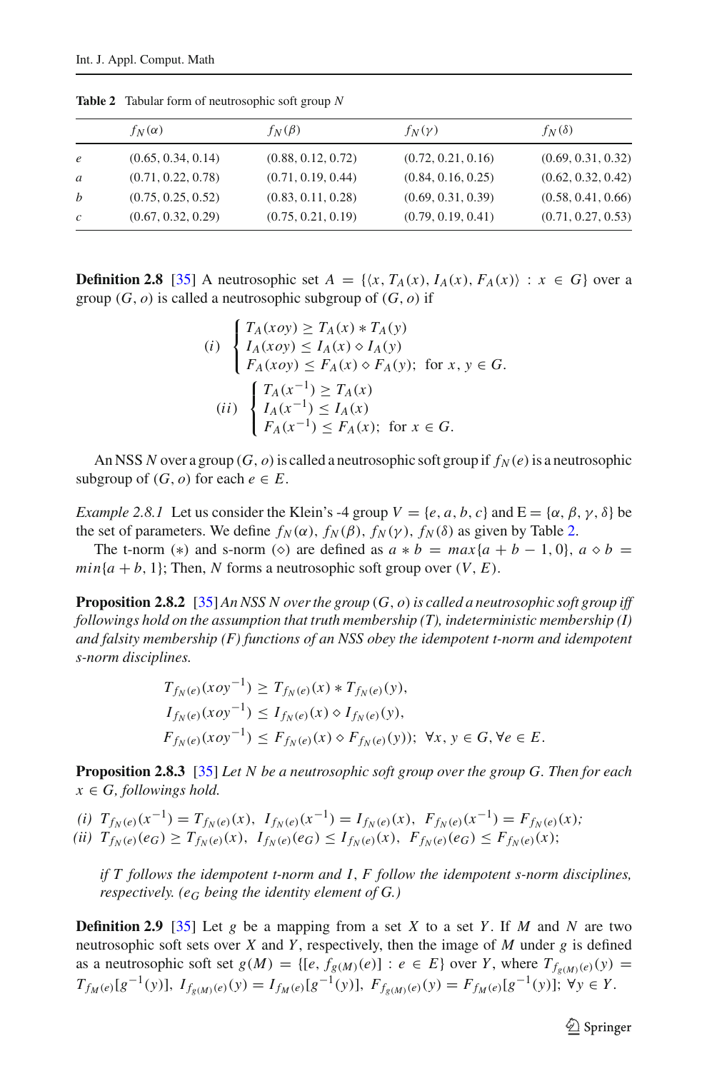**Table 2** Tabular form of neutrosophic soft group $N$

| | $f_N(\alpha)$ | $f_N(\beta)$ | $f_N(\gamma)$ | $f_N(\delta)$ |
|---|---|---|---|---|
| $e$ | (0.65, 0.34, 0.14) | (0.88, 0.12, 0.72) | (0.72, 0.21, 0.16) | (0.69, 0.31, 0.32) |
| $a$ | (0.71, 0.22, 0.78) | (0.71, 0.19, 0.44) | (0.84, 0.16, 0.25) | (0.62, 0.32, 0.42) |
| $b$ | (0.75, 0.25, 0.52) | (0.83, 0.11, 0.28) | (0.69, 0.31, 0.39) | (0.58, 0.41, 0.66) |
| $c$ | (0.67, 0.32, 0.29) | (0.75, 0.21, 0.19) | (0.79, 0.19, 0.41) | (0.71, 0.27, 0.53) |

**Definition 2.8** [35] A neutrosophic set $A = \{\langle x, T_A(x), I_A(x), F_A(x)\rangle : x \in G\}$ over a group $(G, o)$ is called a neutrosophic subgroup of $(G, o)$ if

$$(i)\ \begin{cases} T_A(xoy) \geq T_A(x) * T_A(y) \\ I_A(xoy) \leq I_A(x) \diamond I_A(y) \\ F_A(xoy) \leq F_A(x) \diamond F_A(y); \text{ for } x, y \in G. \end{cases}$$

$$(ii)\ \begin{cases} T_A(x^{-1}) \geq T_A(x) \\ I_A(x^{-1}) \leq I_A(x) \\ F_A(x^{-1}) \leq F_A(x); \text{ for } x \in G. \end{cases}$$

An NSS $N$ over a group $(G, o)$ is called a neutrosophic soft group if $f_N(e)$ is a neutrosophic subgroup of $(G, o)$ for each $e \in E$.

*Example 2.8.1* Let us consider the Klein's -4 group $V = \{e, a, b, c\}$ and $\text{E} = \{\alpha, \beta, \gamma, \delta\}$ be the set of parameters. We define $f_N(\alpha)$, $f_N(\beta)$, $f_N(\gamma)$, $f_N(\delta)$ as given by Table 2.

The t-norm $(*)$ and s-norm $(\diamond)$ are defined as $a * b = max\{a + b - 1, 0\}$, $a \diamond b = min\{a + b, 1\}$; Then, $N$ forms a neutrosophic soft group over $(V, E)$.

**Proposition 2.8.2** [35] *An NSS N over the group $(G, o)$ is called a neutrosophic soft group iff followings hold on the assumption that truth membership (T), indeterministic membership (I) and falsity membership (F) functions of an NSS obey the idempotent t-norm and idempotent s-norm disciplines.*

$$T_{f_N(e)}(xoy^{-1}) \geq T_{f_N(e)}(x) * T_{f_N(e)}(y),$$
$$I_{f_N(e)}(xoy^{-1}) \leq I_{f_N(e)}(x) \diamond I_{f_N(e)}(y),$$
$$F_{f_N(e)}(xoy^{-1}) \leq F_{f_N(e)}(x) \diamond F_{f_N(e)}(y)); \ \forall x, y \in G, \forall e \in E.$$

**Proposition 2.8.3** [35] *Let N be a neutrosophic soft group over the group G. Then for each $x \in G$, followings hold.*

*(i)* $T_{f_N(e)}(x^{-1}) = T_{f_N(e)}(x),\ I_{f_N(e)}(x^{-1}) = I_{f_N(e)}(x),\ F_{f_N(e)}(x^{-1}) = F_{f_N(e)}(x)$;
*(ii)* $T_{f_N(e)}(e_G) \geq T_{f_N(e)}(x),\ I_{f_N(e)}(e_G) \leq I_{f_N(e)}(x),\ F_{f_N(e)}(e_G) \leq F_{f_N(e)}(x)$;

*if T follows the idempotent t-norm and I, F follow the idempotent s-norm disciplines, respectively. ($e_G$ being the identity element of G.)*

**Definition 2.9** [35] Let $g$ be a mapping from a set $X$ to a set $Y$. If $M$ and $N$ are two neutrosophic soft sets over $X$ and $Y$, respectively, then the image of $M$ under $g$ is defined as a neutrosophic soft set $g(M) = \{[e, f_{g(M)}(e)] : e \in E\}$ over $Y$, where $T_{f_{g(M)}(e)}(y) = T_{f_M(e)}[g^{-1}(y)],\ I_{f_{g(M)}(e)}(y) = I_{f_M(e)}[g^{-1}(y)],\ F_{f_{g(M)}(e)}(y) = F_{f_M(e)}[g^{-1}(y)];\ \forall y \in Y$.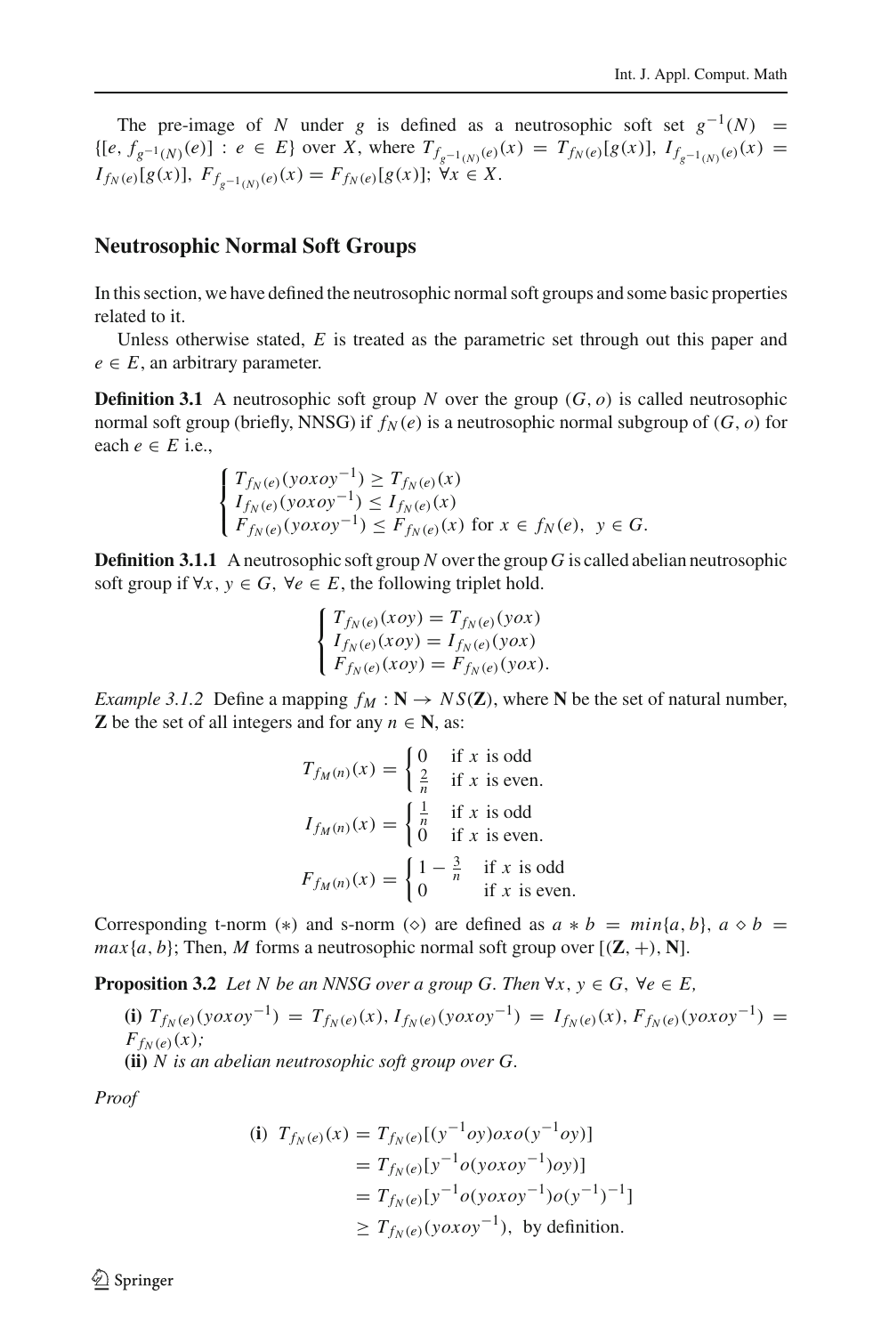The pre-image of $N$ under $g$ is defined as a neutrosophic soft set $g^{-1}(N) = \{[e, f_{g^{-1}(N)}(e)] : e \in E\}$ over $X$, where $T_{f_{g^{-1}(N)}(e)}(x) = T_{f_N(e)}[g(x)]$, $I_{f_{g^{-1}(N)}(e)}(x) = I_{f_N(e)}[g(x)]$, $F_{f_{g^{-1}(N)}(e)}(x) = F_{f_N(e)}[g(x)]$; $\forall x \in X$.

## Neutrosophic Normal Soft Groups

In this section, we have defined the neutrosophic normal soft groups and some basic properties related to it.

Unless otherwise stated, $E$ is treated as the parametric set through out this paper and $e \in E$, an arbitrary parameter.

**Definition 3.1** A neutrosophic soft group $N$ over the group $(G, o)$ is called neutrosophic normal soft group (briefly, NNSG) if $f_N(e)$ is a neutrosophic normal subgroup of $(G, o)$ for each $e \in E$ i.e.,

$$\begin{cases} T_{f_N(e)}(yoxoy^{-1}) \geq T_{f_N(e)}(x) \\ I_{f_N(e)}(yoxoy^{-1}) \leq I_{f_N(e)}(x) \\ F_{f_N(e)}(yoxoy^{-1}) \leq F_{f_N(e)}(x) \text{ for } x \in f_N(e),\ y \in G. \end{cases}$$

**Definition 3.1.1** A neutrosophic soft group $N$ over the group $G$ is called abelian neutrosophic soft group if $\forall x, y \in G$, $\forall e \in E$, the following triplet hold.

$$\begin{cases} T_{f_N(e)}(xoy) = T_{f_N(e)}(yox) \\ I_{f_N(e)}(xoy) = I_{f_N(e)}(yox) \\ F_{f_N(e)}(xoy) = F_{f_N(e)}(yox). \end{cases}$$

*Example 3.1.2* Define a mapping $f_M : \mathbf{N} \to NS(\mathbf{Z})$, where $\mathbf{N}$ be the set of natural number, $\mathbf{Z}$ be the set of all integers and for any $n \in \mathbf{N}$, as:

$$T_{f_M(n)}(x) = \begin{cases} 0 & \text{if } x \text{ is odd} \\ \frac{2}{n} & \text{if } x \text{ is even.} \end{cases}$$

$$I_{f_M(n)}(x) = \begin{cases} \frac{1}{n} & \text{if } x \text{ is odd} \\ 0 & \text{if } x \text{ is even.} \end{cases}$$

$$F_{f_M(n)}(x) = \begin{cases} 1 - \frac{3}{n} & \text{if } x \text{ is odd} \\ 0 & \text{if } x \text{ is even.} \end{cases}$$

Corresponding t-norm $(*)$ and s-norm $(\diamond)$ are defined as $a * b = min\{a, b\}$, $a \diamond b = max\{a, b\}$; Then, $M$ forms a neutrosophic normal soft group over $[(\mathbf{Z}, +), \mathbf{N}]$.

**Proposition 3.2** *Let $N$ be an NNSG over a group $G$. Then $\forall x, y \in G$, $\forall e \in E$,*

**(i)** $T_{f_N(e)}(yoxoy^{-1}) = T_{f_N(e)}(x)$, $I_{f_N(e)}(yoxoy^{-1}) = I_{f_N(e)}(x)$, $F_{f_N(e)}(yoxoy^{-1}) = F_{f_N(e)}(x)$;
**(ii)** *$N$ is an abelian neutrosophic soft group over $G$.*

*Proof*

$$\begin{aligned} \textbf{(i)}\ T_{f_N(e)}(x) &= T_{f_N(e)}[(y^{-1}oy)oxo(y^{-1}oy)] \\ &= T_{f_N(e)}[y^{-1}o(yoxoy^{-1})oy)] \\ &= T_{f_N(e)}[y^{-1}o(yoxoy^{-1})o(y^{-1})^{-1}] \\ &\geq T_{f_N(e)}(yoxoy^{-1}),\ \text{by definition.} \end{aligned}$$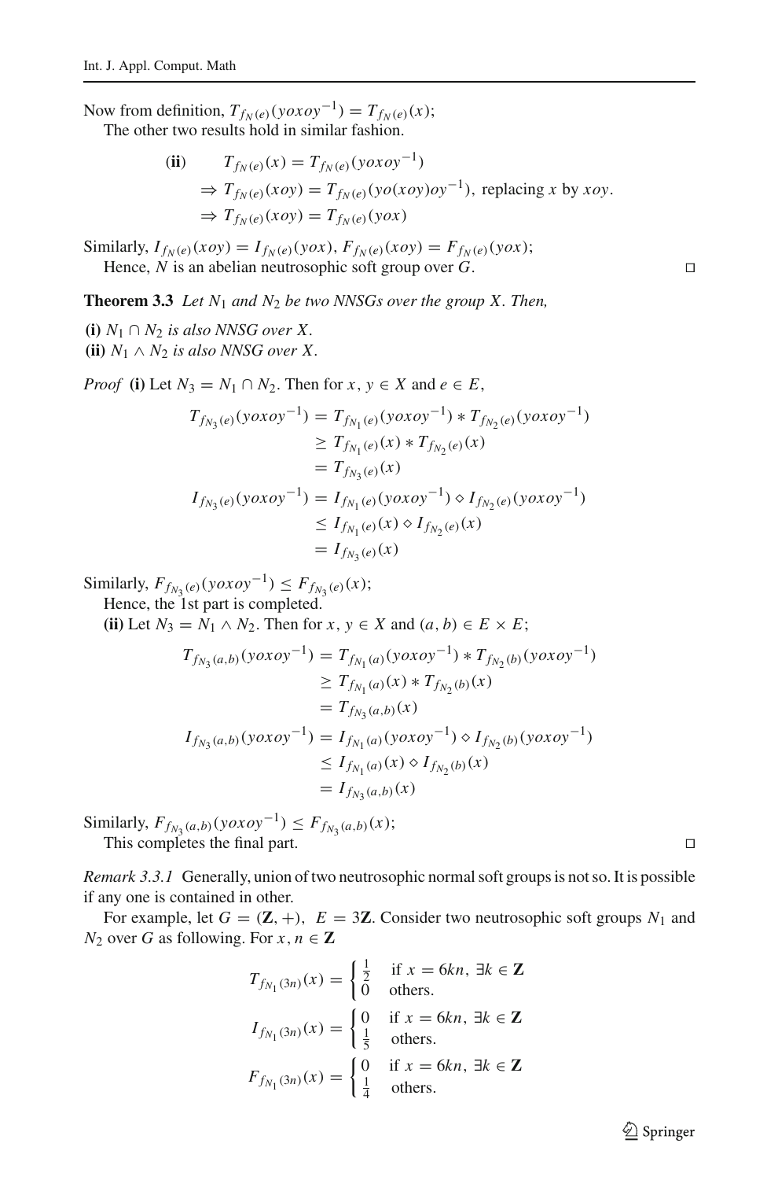Now from definition, $T_{f_N(e)}(yoxoy^{-1}) = T_{f_N(e)}(x)$;

The other two results hold in similar fashion.

$$
\begin{aligned}
\textbf{(ii)} \qquad & T_{f_N(e)}(x) = T_{f_N(e)}(yoxoy^{-1}) \\
& \Rightarrow T_{f_N(e)}(xoy) = T_{f_N(e)}(yo(xoy)oy^{-1}), \text{ replacing } x \text{ by } xoy. \\
& \Rightarrow T_{f_N(e)}(xoy) = T_{f_N(e)}(yox)
\end{aligned}
$$

Similarly, $I_{f_N(e)}(xoy) = I_{f_N(e)}(yox)$, $F_{f_N(e)}(xoy) = F_{f_N(e)}(yox)$;

Hence, $N$ is an abelian neutrosophic soft group over $G$. □

**Theorem 3.3** *Let $N_1$ and $N_2$ be two NNSGs over the group $X$. Then,*

**(i)** *$N_1 \cap N_2$ is also NNSG over $X$.*
**(ii)** *$N_1 \wedge N_2$ is also NNSG over $X$.*

*Proof* **(i)** Let $N_3 = N_1 \cap N_2$. Then for $x, y \in X$ and $e \in E$,

$$
\begin{aligned}
T_{f_{N_3}(e)}(yoxoy^{-1}) &= T_{f_{N_1}(e)}(yoxoy^{-1}) * T_{f_{N_2}(e)}(yoxoy^{-1}) \\
&\geq T_{f_{N_1}(e)}(x) * T_{f_{N_2}(e)}(x) \\
&= T_{f_{N_3}(e)}(x) \\
I_{f_{N_3}(e)}(yoxoy^{-1}) &= I_{f_{N_1}(e)}(yoxoy^{-1}) \diamond I_{f_{N_2}(e)}(yoxoy^{-1}) \\
&\leq I_{f_{N_1}(e)}(x) \diamond I_{f_{N_2}(e)}(x) \\
&= I_{f_{N_3}(e)}(x)
\end{aligned}
$$

Similarly, $F_{f_{N_3}(e)}(yoxoy^{-1}) \leq F_{f_{N_3}(e)}(x)$;

Hence, the 1st part is completed.

**(ii)** Let $N_3 = N_1 \wedge N_2$. Then for $x, y \in X$ and $(a, b) \in E \times E$;

$$
\begin{aligned}
T_{f_{N_3}(a,b)}(yoxoy^{-1}) &= T_{f_{N_1}(a)}(yoxoy^{-1}) * T_{f_{N_2}(b)}(yoxoy^{-1}) \\
&\geq T_{f_{N_1}(a)}(x) * T_{f_{N_2}(b)}(x) \\
&= T_{f_{N_3}(a,b)}(x) \\
I_{f_{N_3}(a,b)}(yoxoy^{-1}) &= I_{f_{N_1}(a)}(yoxoy^{-1}) \diamond I_{f_{N_2}(b)}(yoxoy^{-1}) \\
&\leq I_{f_{N_1}(a)}(x) \diamond I_{f_{N_2}(b)}(x) \\
&= I_{f_{N_3}(a,b)}(x)
\end{aligned}
$$

Similarly, $F_{f_{N_3}(a,b)}(yoxoy^{-1}) \leq F_{f_{N_3}(a,b)}(x)$;

This completes the final part. □

*Remark 3.3.1* Generally, union of two neutrosophic normal soft groups is not so. It is possible if any one is contained in other.

For example, let $G = (\mathbf{Z}, +)$, $E = 3\mathbf{Z}$. Consider two neutrosophic soft groups $N_1$ and $N_2$ over $G$ as following. For $x, n \in \mathbf{Z}$

$$
T_{f_{N_1}(3n)}(x) = \begin{cases} \frac{1}{2} & \text{if } x = 6kn, \ \exists k \in \mathbf{Z} \\ 0 & \text{others.} \end{cases}
$$

$$
I_{f_{N_1}(3n)}(x) = \begin{cases} 0 & \text{if } x = 6kn, \ \exists k \in \mathbf{Z} \\ \frac{1}{5} & \text{others.} \end{cases}
$$

$$
F_{f_{N_1}(3n)}(x) = \begin{cases} 0 & \text{if } x = 6kn, \ \exists k \in \mathbf{Z} \\ \frac{1}{4} & \text{others.} \end{cases}
$$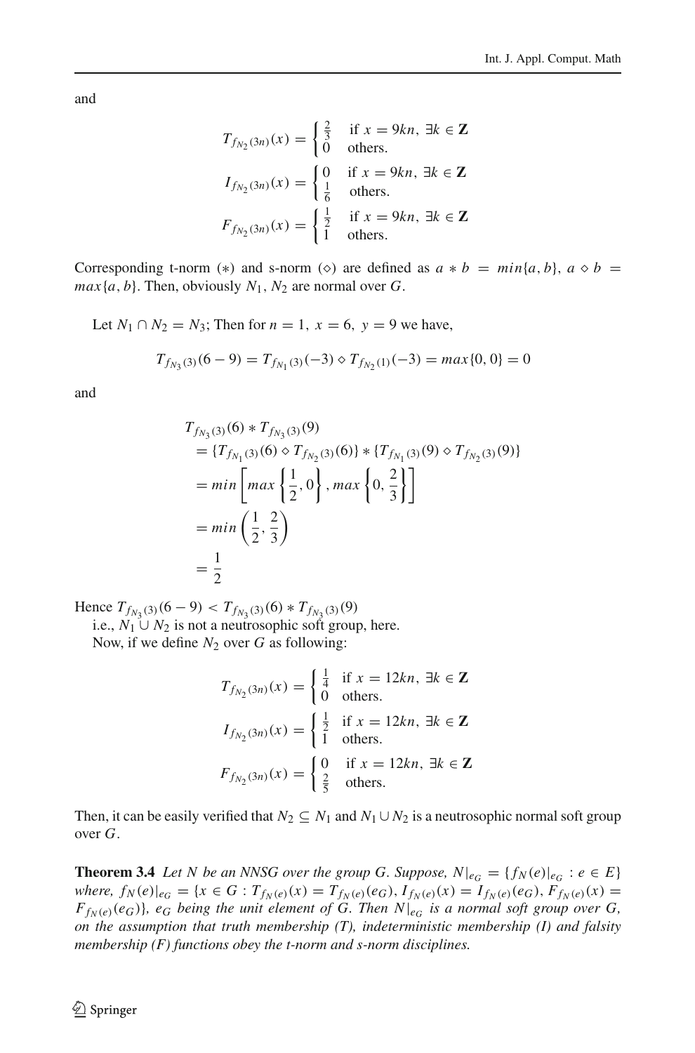and

$$T_{f_{N_2}(3n)}(x) = \begin{cases} \frac{2}{3} & \text{if } x = 9kn,\ \exists k \in \mathbf{Z} \\ 0 & \text{others.} \end{cases}$$

$$I_{f_{N_2}(3n)}(x) = \begin{cases} 0 & \text{if } x = 9kn,\ \exists k \in \mathbf{Z} \\ \frac{1}{6} & \text{others.} \end{cases}$$

$$F_{f_{N_2}(3n)}(x) = \begin{cases} \frac{1}{2} & \text{if } x = 9kn,\ \exists k \in \mathbf{Z} \\ 1 & \text{others.} \end{cases}$$

Corresponding t-norm ($*$) and s-norm ($\diamond$) are defined as $a * b = min\{a, b\}$, $a \diamond b = max\{a, b\}$. Then, obviously $N_1, N_2$ are normal over $G$.

Let $N_1 \cap N_2 = N_3$; Then for $n = 1,\ x = 6,\ y = 9$ we have,

$$T_{f_{N_3}(3)}(6-9) = T_{f_{N_1}(3)}(-3) \diamond T_{f_{N_2}(1)}(-3) = max\{0, 0\} = 0$$

and

$$\begin{aligned} & T_{f_{N_3}(3)}(6) * T_{f_{N_3}(3)}(9) \\ &= \{T_{f_{N_1}(3)}(6) \diamond T_{f_{N_2}(3)}(6)\} * \{T_{f_{N_1}(3)}(9) \diamond T_{f_{N_2}(3)}(9)\} \\ &= min\left[max\left\{\frac{1}{2}, 0\right\}, max\left\{0, \frac{2}{3}\right\}\right] \\ &= min\left(\frac{1}{2}, \frac{2}{3}\right) \\ &= \frac{1}{2} \end{aligned}$$

Hence $T_{f_{N_3}(3)}(6-9) < T_{f_{N_3}(3)}(6) * T_{f_{N_3}(3)}(9)$

i.e., $N_1 \cup N_2$ is not a neutrosophic soft group, here.

Now, if we define $N_2$ over $G$ as following:

$$T_{f_{N_2}(3n)}(x) = \begin{cases} \frac{1}{4} & \text{if } x = 12kn,\ \exists k \in \mathbf{Z} \\ 0 & \text{others.} \end{cases}$$

$$I_{f_{N_2}(3n)}(x) = \begin{cases} \frac{1}{2} & \text{if } x = 12kn,\ \exists k \in \mathbf{Z} \\ 1 & \text{others.} \end{cases}$$

$$F_{f_{N_2}(3n)}(x) = \begin{cases} 0 & \text{if } x = 12kn,\ \exists k \in \mathbf{Z} \\ \frac{2}{5} & \text{others.} \end{cases}$$

Then, it can be easily verified that $N_2 \subseteq N_1$ and $N_1 \cup N_2$ is a neutrosophic normal soft group over $G$.

**Theorem 3.4** *Let $N$ be an NNSG over the group $G$. Suppose, $N|_{e_G} = \{f_N(e)|_{e_G} : e \in E\}$ where, $f_N(e)|_{e_G} = \{x \in G : T_{f_N(e)}(x) = T_{f_N(e)}(e_G), I_{f_N(e)}(x) = I_{f_N(e)}(e_G), F_{f_N(e)}(x) = F_{f_N(e)}(e_G)\}$, $e_G$ being the unit element of $G$. Then $N|_{e_G}$ is a normal soft group over $G$, on the assumption that truth membership (T), indeterministic membership (I) and falsity membership (F) functions obey the t-norm and s-norm disciplines.*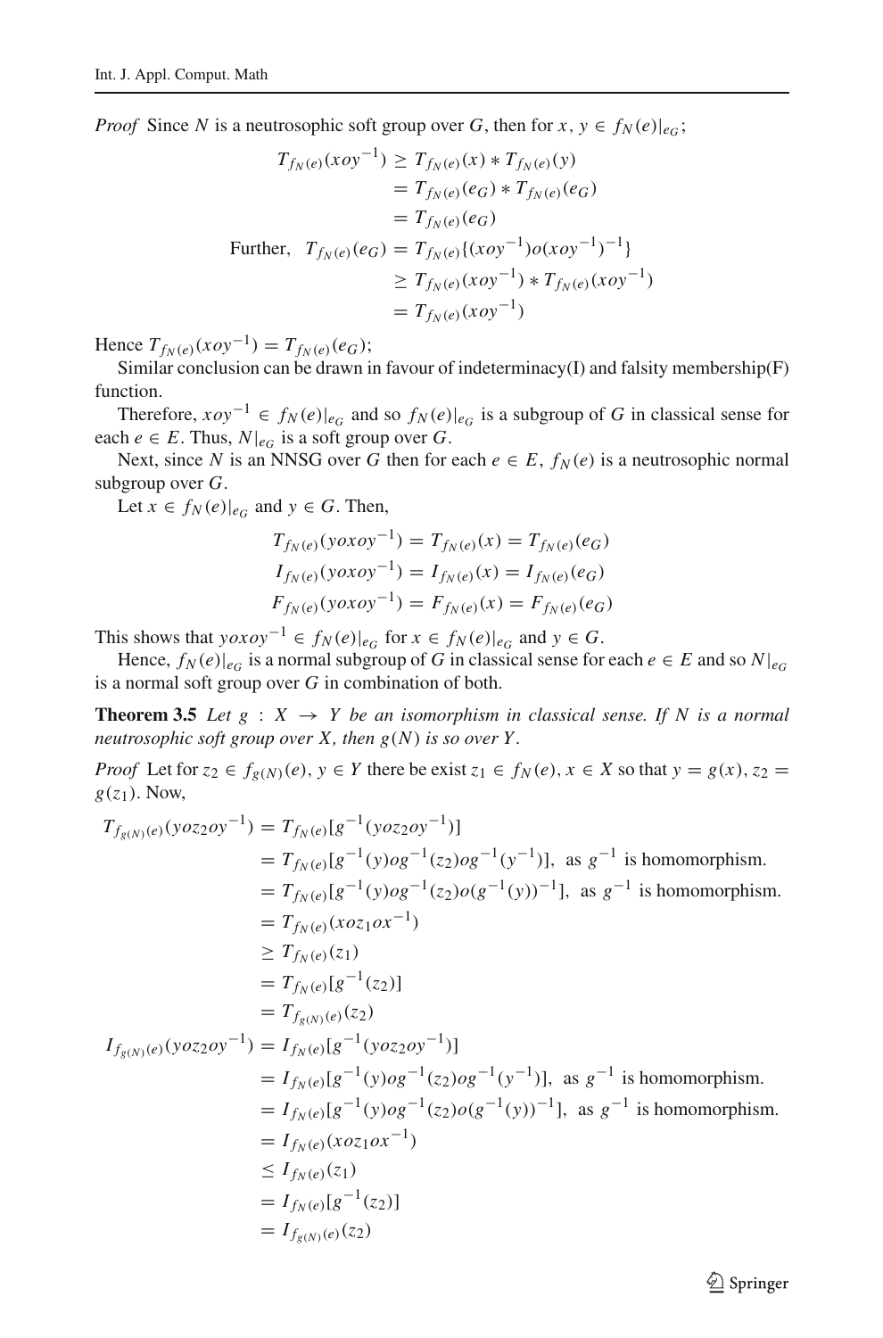*Proof* Since $N$ is a neutrosophic soft group over $G$, then for $x, y \in f_N(e)|_{e_G}$;

$$\begin{aligned}
T_{f_N(e)}(xoy^{-1}) &\geq T_{f_N(e)}(x) * T_{f_N(e)}(y) \\
&= T_{f_N(e)}(e_G) * T_{f_N(e)}(e_G) \\
&= T_{f_N(e)}(e_G) \\
\text{Further,} \quad T_{f_N(e)}(e_G) &= T_{f_N(e)}\{(xoy^{-1})o(xoy^{-1})^{-1}\} \\
&\geq T_{f_N(e)}(xoy^{-1}) * T_{f_N(e)}(xoy^{-1}) \\
&= T_{f_N(e)}(xoy^{-1})
\end{aligned}$$

Hence $T_{f_N(e)}(xoy^{-1}) = T_{f_N(e)}(e_G)$;

Similar conclusion can be drawn in favour of indeterminacy(I) and falsity membership(F) function.

Therefore, $xoy^{-1} \in f_N(e)|_{e_G}$ and so $f_N(e)|_{e_G}$ is a subgroup of $G$ in classical sense for each $e \in E$. Thus, $N|_{e_G}$ is a soft group over $G$.

Next, since $N$ is an NNSG over $G$ then for each $e \in E$, $f_N(e)$ is a neutrosophic normal subgroup over $G$.

Let $x \in f_N(e)|_{e_G}$ and $y \in G$. Then,

$$\begin{aligned}
T_{f_N(e)}(yoxoy^{-1}) &= T_{f_N(e)}(x) = T_{f_N(e)}(e_G) \\
I_{f_N(e)}(yoxoy^{-1}) &= I_{f_N(e)}(x) = I_{f_N(e)}(e_G) \\
F_{f_N(e)}(yoxoy^{-1}) &= F_{f_N(e)}(x) = F_{f_N(e)}(e_G)
\end{aligned}$$

This shows that $yoxoy^{-1} \in f_N(e)|_{e_G}$ for $x \in f_N(e)|_{e_G}$ and $y \in G$.

Hence, $f_N(e)|_{e_G}$ is a normal subgroup of $G$ in classical sense for each $e \in E$ and so $N|_{e_G}$ is a normal soft group over $G$ in combination of both.

**Theorem 3.5** *Let $g : X \to Y$ be an isomorphism in classical sense. If $N$ is a normal neutrosophic soft group over $X$, then $g(N)$ is so over $Y$.*

*Proof* Let for $z_2 \in f_{g(N)}(e)$, $y \in Y$ there be exist $z_1 \in f_N(e)$, $x \in X$ so that $y = g(x)$, $z_2 = g(z_1)$. Now,

$$\begin{aligned}
T_{f_{g(N)}(e)}(yoz_2oy^{-1}) &= T_{f_N(e)}[g^{-1}(yoz_2oy^{-1})] \\
&= T_{f_N(e)}[g^{-1}(y)og^{-1}(z_2)og^{-1}(y^{-1})], \text{ as } g^{-1} \text{ is homomorphism.} \\
&= T_{f_N(e)}[g^{-1}(y)og^{-1}(z_2)o(g^{-1}(y))^{-1}], \text{ as } g^{-1} \text{ is homomorphism.} \\
&= T_{f_N(e)}(xoz_1ox^{-1}) \\
&\geq T_{f_N(e)}(z_1) \\
&= T_{f_N(e)}[g^{-1}(z_2)] \\
&= T_{f_{g(N)}(e)}(z_2) \\
I_{f_{g(N)}(e)}(yoz_2oy^{-1}) &= I_{f_N(e)}[g^{-1}(yoz_2oy^{-1})] \\
&= I_{f_N(e)}[g^{-1}(y)og^{-1}(z_2)og^{-1}(y^{-1})], \text{ as } g^{-1} \text{ is homomorphism.} \\
&= I_{f_N(e)}[g^{-1}(y)og^{-1}(z_2)o(g^{-1}(y))^{-1}], \text{ as } g^{-1} \text{ is homomorphism.} \\
&= I_{f_N(e)}(xoz_1ox^{-1}) \\
&\leq I_{f_N(e)}(z_1) \\
&= I_{f_N(e)}[g^{-1}(z_2)] \\
&= I_{f_{g(N)}(e)}(z_2)
\end{aligned}$$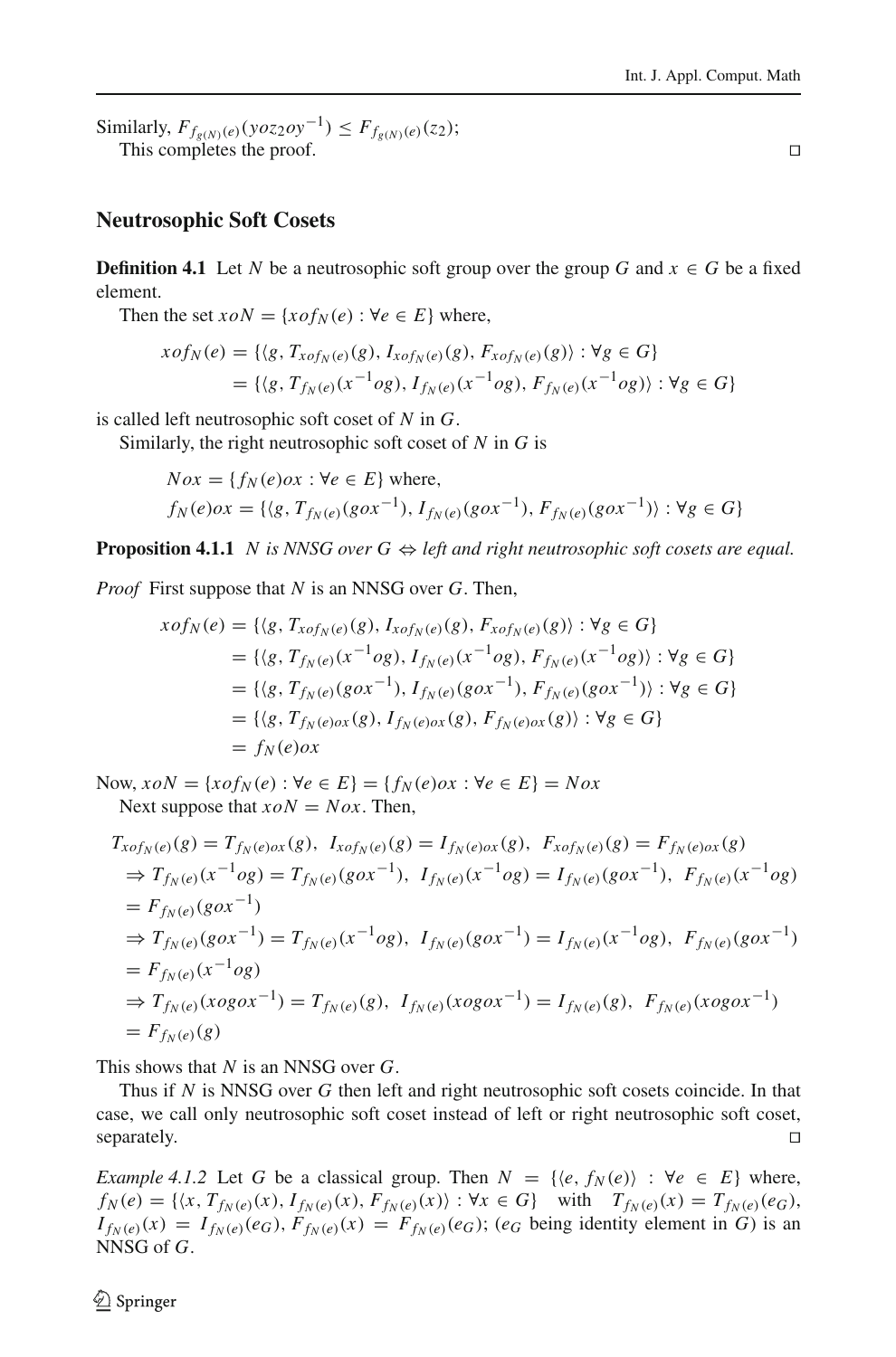Similarly, $F_{f_{g(N)}(e)}(yoz_2oy^{-1}) \leq F_{f_{g(N)}(e)}(z_2)$;

This completes the proof. □

## Neutrosophic Soft Cosets

**Definition 4.1** Let $N$ be a neutrosophic soft group over the group $G$ and $x \in G$ be a fixed element.

Then the set $xoN = \{xof_N(e) : \forall e \in E\}$ where,

$$
\begin{aligned}
xof_N(e) &= \{\langle g, T_{xof_N(e)}(g), I_{xof_N(e)}(g), F_{xof_N(e)}(g)\rangle : \forall g \in G\} \\
&= \{\langle g, T_{f_N(e)}(x^{-1}og), I_{f_N(e)}(x^{-1}og), F_{f_N(e)}(x^{-1}og)\rangle : \forall g \in G\}
\end{aligned}
$$

is called left neutrosophic soft coset of $N$ in $G$.

Similarly, the right neutrosophic soft coset of $N$ in $G$ is

$$
\begin{aligned}
&Nox = \{f_N(e)ox : \forall e \in E\} \text{ where,} \\
&f_N(e)ox = \{\langle g, T_{f_N(e)}(gox^{-1}), I_{f_N(e)}(gox^{-1}), F_{f_N(e)}(gox^{-1})\rangle : \forall g \in G\}
\end{aligned}
$$

**Proposition 4.1.1** *$N$ is NNSG over $G$ $\Leftrightarrow$ left and right neutrosophic soft cosets are equal.*

*Proof* First suppose that $N$ is an NNSG over $G$. Then,

$$
\begin{aligned}
xof_N(e) &= \{\langle g, T_{xof_N(e)}(g), I_{xof_N(e)}(g), F_{xof_N(e)}(g)\rangle : \forall g \in G\} \\
&= \{\langle g, T_{f_N(e)}(x^{-1}og), I_{f_N(e)}(x^{-1}og), F_{f_N(e)}(x^{-1}og)\rangle : \forall g \in G\} \\
&= \{\langle g, T_{f_N(e)}(gox^{-1}), I_{f_N(e)}(gox^{-1}), F_{f_N(e)}(gox^{-1})\rangle : \forall g \in G\} \\
&= \{\langle g, T_{f_N(e)ox}(g), I_{f_N(e)ox}(g), F_{f_N(e)ox}(g)\rangle : \forall g \in G\} \\
&= f_N(e)ox
\end{aligned}
$$

Now, $xoN = \{xof_N(e) : \forall e \in E\} = \{f_N(e)ox : \forall e \in E\} = Nox$

Next suppose that $xoN = Nox$. Then,

$$
\begin{aligned}
&T_{xof_N(e)}(g) = T_{f_N(e)ox}(g),\ I_{xof_N(e)}(g) = I_{f_N(e)ox}(g),\ F_{xof_N(e)}(g) = F_{f_N(e)ox}(g) \\
&\Rightarrow T_{f_N(e)}(x^{-1}og) = T_{f_N(e)}(gox^{-1}),\ I_{f_N(e)}(x^{-1}og) = I_{f_N(e)}(gox^{-1}),\ F_{f_N(e)}(x^{-1}og) \\
&= F_{f_N(e)}(gox^{-1}) \\
&\Rightarrow T_{f_N(e)}(gox^{-1}) = T_{f_N(e)}(x^{-1}og),\ I_{f_N(e)}(gox^{-1}) = I_{f_N(e)}(x^{-1}og),\ F_{f_N(e)}(gox^{-1}) \\
&= F_{f_N(e)}(x^{-1}og) \\
&\Rightarrow T_{f_N(e)}(xogox^{-1}) = T_{f_N(e)}(g),\ I_{f_N(e)}(xogox^{-1}) = I_{f_N(e)}(g),\ F_{f_N(e)}(xogox^{-1}) \\
&= F_{f_N(e)}(g)
\end{aligned}
$$

This shows that $N$ is an NNSG over $G$.

Thus if $N$ is NNSG over $G$ then left and right neutrosophic soft cosets coincide. In that case, we call only neutrosophic soft coset instead of left or right neutrosophic soft coset, separately. □

*Example 4.1.2* Let $G$ be a classical group. Then $N = \{\langle e, f_N(e)\rangle : \forall e \in E\}$ where, $f_N(e) = \{\langle x, T_{f_N(e)}(x), I_{f_N(e)}(x), F_{f_N(e)}(x)\rangle : \forall x \in G\}$ with $T_{f_N(e)}(x) = T_{f_N(e)}(e_G)$, $I_{f_N(e)}(x) = I_{f_N(e)}(e_G)$, $F_{f_N(e)}(x) = F_{f_N(e)}(e_G)$; ($e_G$ being identity element in $G$) is an NNSG of $G$.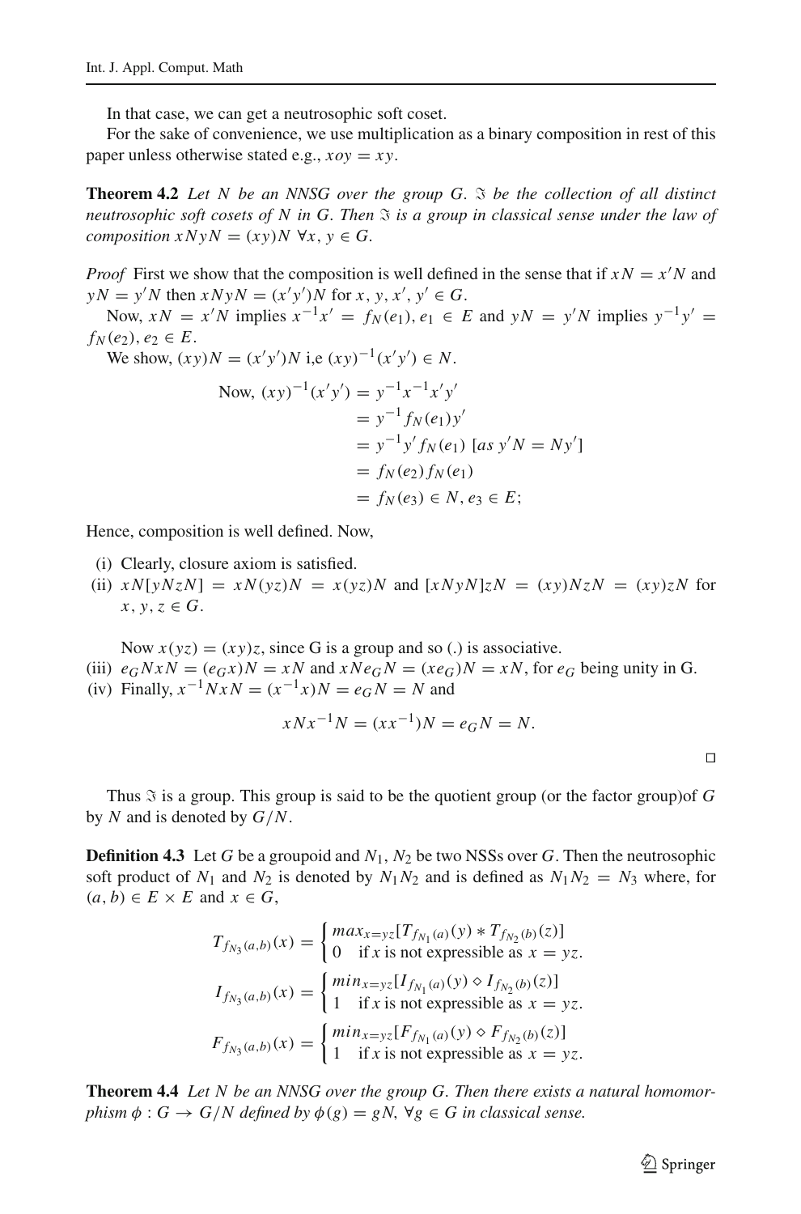In that case, we can get a neutrosophic soft coset.

For the sake of convenience, we use multiplication as a binary composition in rest of this paper unless otherwise stated e.g., $xoy = xy$.

**Theorem 4.2** *Let $N$ be an NNSG over the group $G$. $\Im$ be the collection of all distinct neutrosophic soft cosets of $N$ in $G$. Then $\Im$ is a group in classical sense under the law of composition $xNyN = (xy)N \ \forall x, y \in G$.*

*Proof* First we show that the composition is well defined in the sense that if $xN = x'N$ and $yN = y'N$ then $xNyN = (x'y')N$ for $x, y, x', y' \in G$.

Now, $xN = x'N$ implies $x^{-1}x' = f_N(e_1), e_1 \in E$ and $yN = y'N$ implies $y^{-1}y' = f_N(e_2), e_2 \in E$.

We show, $(xy)N = (x'y')N$ i,e $(xy)^{-1}(x'y') \in N$.

$$
\begin{aligned}
\text{Now, } (xy)^{-1}(x'y') &= y^{-1}x^{-1}x'y' \\
&= y^{-1}f_N(e_1)y' \\
&= y^{-1}y'f_N(e_1) \ [as\ y'N = Ny'] \\
&= f_N(e_2)f_N(e_1) \\
&= f_N(e_3) \in N, e_3 \in E;
\end{aligned}
$$

Hence, composition is well defined. Now,

(i) Clearly, closure axiom is satisfied.

(ii) $xN[yNzN] = xN(yz)N = x(yz)N$ and $[xNyN]zN = (xy)NzN = (xy)zN$ for $x, y, z \in G$.

Now $x(yz) = (xy)z$, since G is a group and so (.) is associative.

(iii) $e_GNxN = (e_Gx)N = xN$ and $xNe_GN = (xe_G)N = xN$, for $e_G$ being unity in G.

(iv) Finally, $x^{-1}NxN = (x^{-1}x)N = e_GN = N$ and

$$xNx^{-1}N = (xx^{-1})N = e_GN = N.$$

□

Thus $\Im$ is a group. This group is said to be the quotient group (or the factor group)of $G$ by $N$ and is denoted by $G/N$.

**Definition 4.3** Let $G$ be a groupoid and $N_1, N_2$ be two NSSs over $G$. Then the neutrosophic soft product of $N_1$ and $N_2$ is denoted by $N_1N_2$ and is defined as $N_1N_2 = N_3$ where, for $(a, b) \in E \times E$ and $x \in G$,

$$T_{f_{N_3}(a,b)}(x) = \begin{cases} max_{x=yz}[T_{f_{N_1}(a)}(y) * T_{f_{N_2}(b)}(z)] \\ 0 \quad \text{if } x \text{ is not expressible as } x = yz. \end{cases}$$

$$I_{f_{N_3}(a,b)}(x) = \begin{cases} min_{x=yz}[I_{f_{N_1}(a)}(y) \diamond I_{f_{N_2}(b)}(z)] \\ 1 \quad \text{if } x \text{ is not expressible as } x = yz. \end{cases}$$

$$F_{f_{N_3}(a,b)}(x) = \begin{cases} min_{x=yz}[F_{f_{N_1}(a)}(y) \diamond F_{f_{N_2}(b)}(z)] \\ 1 \quad \text{if } x \text{ is not expressible as } x = yz. \end{cases}$$

**Theorem 4.4** *Let $N$ be an NNSG over the group $G$. Then there exists a natural homomorphism $\phi : G \to G/N$ defined by $\phi(g) = gN$, $\forall g \in G$ in classical sense.*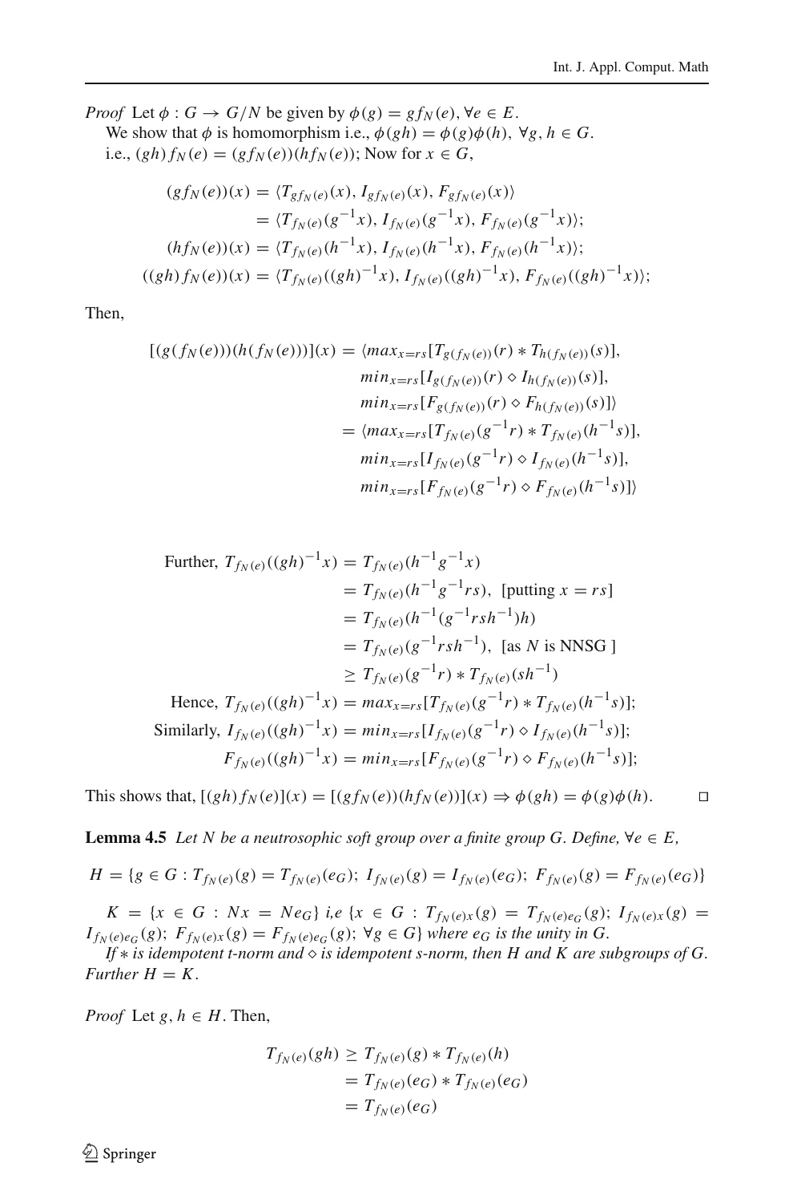*Proof* Let $\phi : G \to G/N$ be given by $\phi(g) = gf_N(e), \forall e \in E$.

We show that $\phi$ is homomorphism i.e., $\phi(gh) = \phi(g)\phi(h),\ \forall g, h \in G$.

i.e., $(gh)f_N(e) = (gf_N(e))(hf_N(e))$; Now for $x \in G$,

$$
\begin{aligned}
(gf_N(e))(x) &= \langle T_{gf_N(e)}(x), I_{gf_N(e)}(x), F_{gf_N(e)}(x)\rangle \\
&= \langle T_{f_N(e)}(g^{-1}x), I_{f_N(e)}(g^{-1}x), F_{f_N(e)}(g^{-1}x)\rangle; \\
(hf_N(e))(x) &= \langle T_{f_N(e)}(h^{-1}x), I_{f_N(e)}(h^{-1}x), F_{f_N(e)}(h^{-1}x)\rangle; \\
((gh)f_N(e))(x) &= \langle T_{f_N(e)}((gh)^{-1}x), I_{f_N(e)}((gh)^{-1}x), F_{f_N(e)}((gh)^{-1}x)\rangle;
\end{aligned}
$$

Then,

$$
\begin{aligned}
[(g(f_N(e)))(h(f_N(e)))](x) &= \langle max_{x=rs}[T_{g(f_N(e))}(r) * T_{h(f_N(e))}(s)], \\
&\quad min_{x=rs}[I_{g(f_N(e))}(r) \diamond I_{h(f_N(e))}(s)], \\
&\quad min_{x=rs}[F_{g(f_N(e))}(r) \diamond F_{h(f_N(e))}(s)]\rangle \\
&= \langle max_{x=rs}[T_{f_N(e)}(g^{-1}r) * T_{f_N(e)}(h^{-1}s)], \\
&\quad min_{x=rs}[I_{f_N(e)}(g^{-1}r) \diamond I_{f_N(e)}(h^{-1}s)], \\
&\quad min_{x=rs}[F_{f_N(e)}(g^{-1}r) \diamond F_{f_N(e)}(h^{-1}s)]\rangle
\end{aligned}
$$

$$
\begin{aligned}
\text{Further, } T_{f_N(e)}((gh)^{-1}x) &= T_{f_N(e)}(h^{-1}g^{-1}x) \\
&= T_{f_N(e)}(h^{-1}g^{-1}rs), \ \text{[putting } x = rs] \\
&= T_{f_N(e)}(h^{-1}(g^{-1}rsh^{-1})h) \\
&= T_{f_N(e)}(g^{-1}rsh^{-1}), \ \text{[as } N \text{ is NNSG ]} \\
&\geq T_{f_N(e)}(g^{-1}r) * T_{f_N(e)}(sh^{-1}) \\
\text{Hence, } T_{f_N(e)}((gh)^{-1}x) &= max_{x=rs}[T_{f_N(e)}(g^{-1}r) * T_{f_N(e)}(h^{-1}s)]; \\
\text{Similarly, } I_{f_N(e)}((gh)^{-1}x) &= min_{x=rs}[I_{f_N(e)}(g^{-1}r) \diamond I_{f_N(e)}(h^{-1}s)]; \\
F_{f_N(e)}((gh)^{-1}x) &= min_{x=rs}[F_{f_N(e)}(g^{-1}r) \diamond F_{f_N(e)}(h^{-1}s)];
\end{aligned}
$$

This shows that, $[(gh)f_N(e)](x) = [(gf_N(e))(hf_N(e))](x) \Rightarrow \phi(gh) = \phi(g)\phi(h)$. ◻

**Lemma 4.5** *Let $N$ be a neutrosophic soft group over a finite group $G$. Define, $\forall e \in E$,*

$$H = \{g \in G : T_{f_N(e)}(g) = T_{f_N(e)}(e_G);\ I_{f_N(e)}(g) = I_{f_N(e)}(e_G);\ F_{f_N(e)}(g) = F_{f_N(e)}(e_G)\}$$

$K = \{x \in G : Nx = Ne_G\}$ *i,e* $\{x \in G : T_{f_N(e)x}(g) = T_{f_N(e)e_G}(g);\ I_{f_N(e)x}(g) = I_{f_N(e)e_G}(g);\ F_{f_N(e)x}(g) = F_{f_N(e)e_G}(g);\ \forall g \in G\}$ *where $e_G$ is the unity in $G$.*

*If $*$ is idempotent t-norm and $\diamond$ is idempotent s-norm, then $H$ and $K$ are subgroups of $G$. Further $H = K$.*

*Proof* Let $g, h \in H$. Then,

$$
\begin{aligned}
T_{f_N(e)}(gh) &\geq T_{f_N(e)}(g) * T_{f_N(e)}(h) \\
&= T_{f_N(e)}(e_G) * T_{f_N(e)}(e_G) \\
&= T_{f_N(e)}(e_G)
\end{aligned}
$$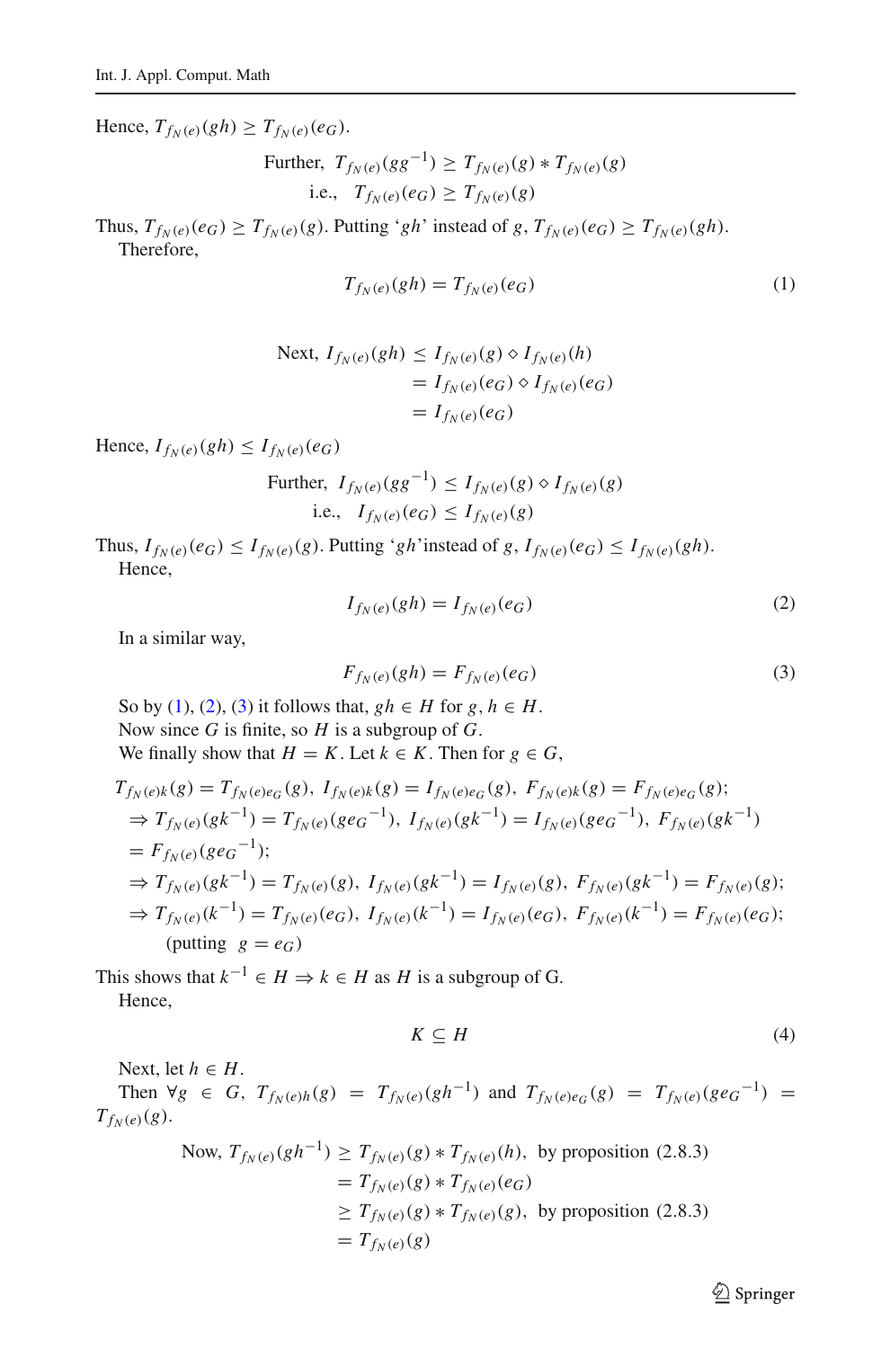Hence, $T_{f_N(e)}(gh) \geq T_{f_N(e)}(e_G)$.

$$\text{Further,}\ \ T_{f_N(e)}(gg^{-1}) \geq T_{f_N(e)}(g) * T_{f_N(e)}(g)$$
$$\text{i.e.,}\ \ T_{f_N(e)}(e_G) \geq T_{f_N(e)}(g)$$

Thus, $T_{f_N(e)}(e_G) \geq T_{f_N(e)}(g)$. Putting '$gh$' instead of $g$, $T_{f_N(e)}(e_G) \geq T_{f_N(e)}(gh)$.

Therefore,

$$T_{f_N(e)}(gh) = T_{f_N(e)}(e_G) \tag{1}$$

$$\begin{aligned}\text{Next,}\ I_{f_N(e)}(gh) &\leq I_{f_N(e)}(g) \diamond I_{f_N(e)}(h)\\ &= I_{f_N(e)}(e_G) \diamond I_{f_N(e)}(e_G)\\ &= I_{f_N(e)}(e_G)\end{aligned}$$

Hence, $I_{f_N(e)}(gh) \leq I_{f_N(e)}(e_G)$

$$\text{Further,}\ \ I_{f_N(e)}(gg^{-1}) \leq I_{f_N(e)}(g) \diamond I_{f_N(e)}(g)$$
$$\text{i.e.,}\ \ I_{f_N(e)}(e_G) \leq I_{f_N(e)}(g)$$

Thus, $I_{f_N(e)}(e_G) \leq I_{f_N(e)}(g)$. Putting '$gh$'instead of $g$, $I_{f_N(e)}(e_G) \leq I_{f_N(e)}(gh)$.

Hence,

$$I_{f_N(e)}(gh) = I_{f_N(e)}(e_G) \tag{2}$$

In a similar way,

$$F_{f_N(e)}(gh) = F_{f_N(e)}(e_G) \tag{3}$$

So by (1), (2), (3) it follows that, $gh \in H$ for $g, h \in H$.

Now since $G$ is finite, so $H$ is a subgroup of $G$.

We finally show that $H = K$. Let $k \in K$. Then for $g \in G$,

$$\begin{aligned}
&T_{f_N(e)k}(g) = T_{f_N(e)e_G}(g),\ I_{f_N(e)k}(g) = I_{f_N(e)e_G}(g),\ F_{f_N(e)k}(g) = F_{f_N(e)e_G}(g);\\
&\Rightarrow T_{f_N(e)}(gk^{-1}) = T_{f_N(e)}(ge_G{}^{-1}),\ I_{f_N(e)}(gk^{-1}) = I_{f_N(e)}(ge_G{}^{-1}),\ F_{f_N(e)}(gk^{-1})\\
&= F_{f_N(e)}(ge_G{}^{-1});\\
&\Rightarrow T_{f_N(e)}(gk^{-1}) = T_{f_N(e)}(g),\ I_{f_N(e)}(gk^{-1}) = I_{f_N(e)}(g),\ F_{f_N(e)}(gk^{-1}) = F_{f_N(e)}(g);\\
&\Rightarrow T_{f_N(e)}(k^{-1}) = T_{f_N(e)}(e_G),\ I_{f_N(e)}(k^{-1}) = I_{f_N(e)}(e_G),\ F_{f_N(e)}(k^{-1}) = F_{f_N(e)}(e_G);\\
&\quad\ \text{(putting}\ \ g = e_G)
\end{aligned}$$

This shows that $k^{-1} \in H \Rightarrow k \in H$ as $H$ is a subgroup of G.

Hence,

$$K \subseteq H \tag{4}$$

Next, let $h \in H$.

Then $\forall g \in G$, $T_{f_N(e)h}(g) = T_{f_N(e)}(gh^{-1})$ and $T_{f_N(e)e_G}(g) = T_{f_N(e)}(ge_G{}^{-1}) = T_{f_N(e)}(g)$.

$$\begin{aligned}\text{Now,}\ T_{f_N(e)}(gh^{-1}) &\geq T_{f_N(e)}(g) * T_{f_N(e)}(h),\ \text{by proposition (2.8.3)}\\ &= T_{f_N(e)}(g) * T_{f_N(e)}(e_G)\\ &\geq T_{f_N(e)}(g) * T_{f_N(e)}(g),\ \text{by proposition (2.8.3)}\\ &= T_{f_N(e)}(g)\end{aligned}$$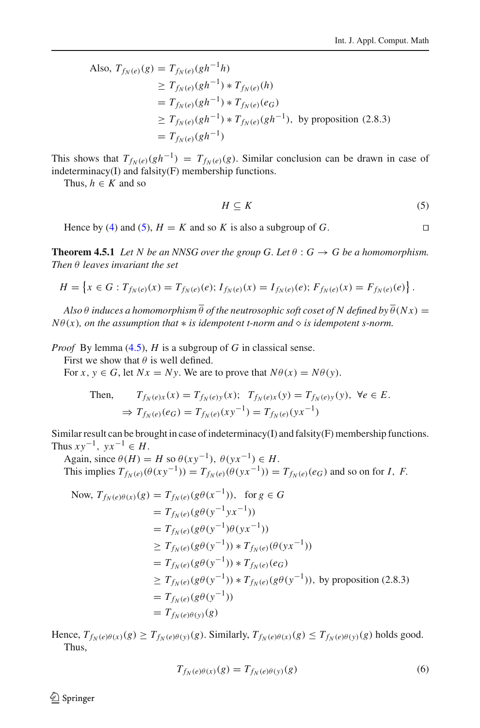$$
\begin{aligned}
\text{Also, } T_{f_N(e)}(g) &= T_{f_N(e)}(gh^{-1}h) \\
&\geq T_{f_N(e)}(gh^{-1}) * T_{f_N(e)}(h) \\
&= T_{f_N(e)}(gh^{-1}) * T_{f_N(e)}(e_G) \\
&\geq T_{f_N(e)}(gh^{-1}) * T_{f_N(e)}(gh^{-1}), \text{ by proposition (2.8.3)} \\
&= T_{f_N(e)}(gh^{-1})
\end{aligned}
$$

This shows that $T_{f_N(e)}(gh^{-1}) = T_{f_N(e)}(g)$. Similar conclusion can be drawn in case of indeterminacy(I) and falsity(F) membership functions.

Thus, $h \in K$ and so

$$
H \subseteq K \tag{5}
$$

Hence by (4) and (5), $H = K$ and so $K$ is also a subgroup of $G$. □

**Theorem 4.5.1** *Let $N$ be an NNSG over the group $G$. Let $\theta : G \to G$ be a homomorphism. Then $\theta$ leaves invariant the set*

$$
H = \left\{ x \in G : T_{f_N(e)}(x) = T_{f_N(e)}(e);\, I_{f_N(e)}(x) = I_{f_N(e)}(e);\, F_{f_N(e)}(x) = F_{f_N(e)}(e) \right\}.
$$

*Also $\theta$ induces a homomorphism $\overline{\theta}$ of the neutrosophic soft coset of $N$ defined by $\overline{\theta}(Nx) = N\theta(x)$, on the assumption that $*$ is idempotent t-norm and $\diamond$ is idempotent s-norm.*

*Proof* By lemma (4.5), $H$ is a subgroup of $G$ in classical sense.

First we show that $\theta$ is well defined.

For $x, y \in G$, let $Nx = Ny$. We are to prove that $N\theta(x) = N\theta(y)$.

$$
\begin{aligned}
\text{Then,} \quad & T_{f_N(e)x}(x) = T_{f_N(e)y}(x); \quad T_{f_N(e)x}(y) = T_{f_N(e)y}(y), \ \forall e \in E. \\
\Rightarrow\ & T_{f_N(e)}(e_G) = T_{f_N(e)}(xy^{-1}) = T_{f_N(e)}(yx^{-1})
\end{aligned}
$$

Similar result can be brought in case of indeterminacy(I) and falsity(F) membership functions. Thus $xy^{-1},\ yx^{-1} \in H$.

Again, since $\theta(H) = H$ so $\theta(xy^{-1}),\ \theta(yx^{-1}) \in H$.

This implies $T_{f_N(e)}(\theta(xy^{-1})) = T_{f_N(e)}(\theta(yx^{-1})) = T_{f_N(e)}(e_G)$ and so on for $I,\ F$.

$$
\begin{aligned}
\text{Now, } T_{f_N(e)\theta(x)}(g) &= T_{f_N(e)}(g\theta(x^{-1})), \quad \text{for } g \in G \\
&= T_{f_N(e)}(g\theta(y^{-1}yx^{-1})) \\
&= T_{f_N(e)}(g\theta(y^{-1})\theta(yx^{-1})) \\
&\geq T_{f_N(e)}(g\theta(y^{-1})) * T_{f_N(e)}(\theta(yx^{-1})) \\
&= T_{f_N(e)}(g\theta(y^{-1})) * T_{f_N(e)}(e_G) \\
&\geq T_{f_N(e)}(g\theta(y^{-1})) * T_{f_N(e)}(g\theta(y^{-1})), \text{ by proposition (2.8.3)} \\
&= T_{f_N(e)}(g\theta(y^{-1})) \\
&= T_{f_N(e)\theta(y)}(g)
\end{aligned}
$$

Hence, $T_{f_N(e)\theta(x)}(g) \geq T_{f_N(e)\theta(y)}(g)$. Similarly, $T_{f_N(e)\theta(x)}(g) \leq T_{f_N(e)\theta(y)}(g)$ holds good.

Thus,

$$
T_{f_N(e)\theta(x)}(g) = T_{f_N(e)\theta(y)}(g) \tag{6}
$$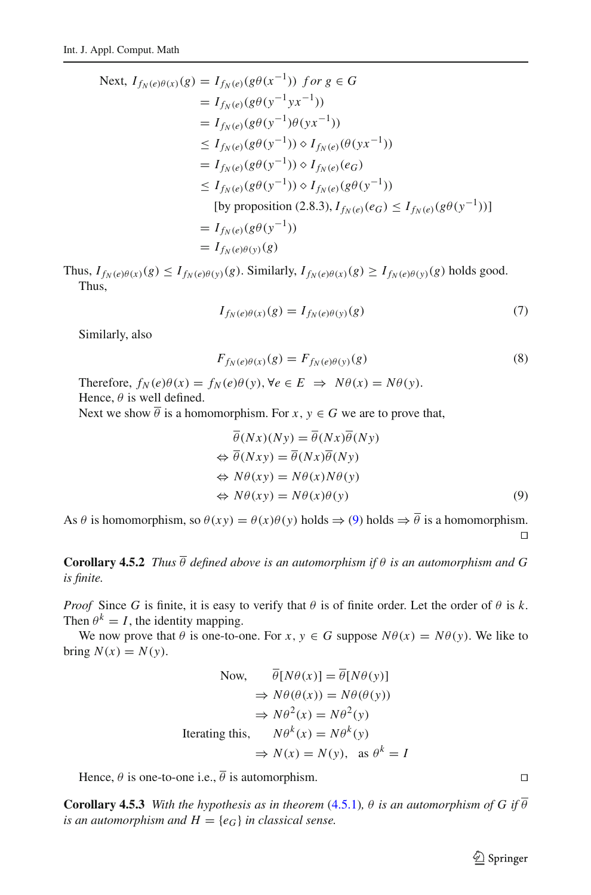$$
\begin{aligned}
\text{Next, } I_{f_N(e)\theta(x)}(g) &= I_{f_N(e)}(g\theta(x^{-1})) \ \ for\ g \in G \\
&= I_{f_N(e)}(g\theta(y^{-1}yx^{-1})) \\
&= I_{f_N(e)}(g\theta(y^{-1})\theta(yx^{-1})) \\
&\leq I_{f_N(e)}(g\theta(y^{-1})) \diamond I_{f_N(e)}(\theta(yx^{-1})) \\
&= I_{f_N(e)}(g\theta(y^{-1})) \diamond I_{f_N(e)}(e_G) \\
&\leq I_{f_N(e)}(g\theta(y^{-1})) \diamond I_{f_N(e)}(g\theta(y^{-1})) \\
&\quad \text{[by proposition (2.8.3), } I_{f_N(e)}(e_G) \leq I_{f_N(e)}(g\theta(y^{-1}))] \\
&= I_{f_N(e)}(g\theta(y^{-1})) \\
&= I_{f_N(e)\theta(y)}(g)
\end{aligned}
$$

Thus, $I_{f_N(e)\theta(x)}(g) \leq I_{f_N(e)\theta(y)}(g)$. Similarly, $I_{f_N(e)\theta(x)}(g) \geq I_{f_N(e)\theta(y)}(g)$ holds good.

Thus,

$$
I_{f_N(e)\theta(x)}(g) = I_{f_N(e)\theta(y)}(g) \tag{7}
$$

Similarly, also

$$
F_{f_N(e)\theta(x)}(g) = F_{f_N(e)\theta(y)}(g) \tag{8}
$$

Therefore, $f_N(e)\theta(x) = f_N(e)\theta(y), \forall e \in E \ \Rightarrow \ N\theta(x) = N\theta(y)$.

Hence, $\theta$ is well defined.

Next we show $\overline{\theta}$ is a homomorphism. For $x, y \in G$ we are to prove that,

$$
\begin{aligned}
&\overline{\theta}(Nx)(Ny) = \overline{\theta}(Nx)\overline{\theta}(Ny) \\
\Leftrightarrow\ &\overline{\theta}(Nxy) = \overline{\theta}(Nx)\overline{\theta}(Ny) \\
\Leftrightarrow\ &N\theta(xy) = N\theta(x)N\theta(y) \\
\Leftrightarrow\ &N\theta(xy) = N\theta(x)\theta(y)
\end{aligned} \tag{9}
$$

As $\theta$ is homomorphism, so $\theta(xy) = \theta(x)\theta(y)$ holds $\Rightarrow$ (9) holds $\Rightarrow$ $\overline{\theta}$ is a homomorphism. □

**Corollary 4.5.2** *Thus $\overline{\theta}$ defined above is an automorphism if $\theta$ is an automorphism and $G$ is finite.*

*Proof* Since $G$ is finite, it is easy to verify that $\theta$ is of finite order. Let the order of $\theta$ is $k$. Then $\theta^k = I$, the identity mapping.

We now prove that $\theta$ is one-to-one. For $x, y \in G$ suppose $N\theta(x) = N\theta(y)$. We like to bring $N(x) = N(y)$.

$$
\begin{aligned}
\text{Now,} \quad &\overline{\theta}[N\theta(x)] = \overline{\theta}[N\theta(y)] \\
&\Rightarrow N\theta(\theta(x)) = N\theta(\theta(y)) \\
&\Rightarrow N\theta^2(x) = N\theta^2(y) \\
\text{Iterating this,} \quad &N\theta^k(x) = N\theta^k(y) \\
&\Rightarrow N(x) = N(y), \quad \text{as } \theta^k = I
\end{aligned}
$$

Hence, $\theta$ is one-to-one i.e., $\overline{\theta}$ is automorphism. □

**Corollary 4.5.3** *With the hypothesis as in theorem (4.5.1), $\theta$ is an automorphism of $G$ if $\overline{\theta}$ is an automorphism and $H = \{e_G\}$ in classical sense.*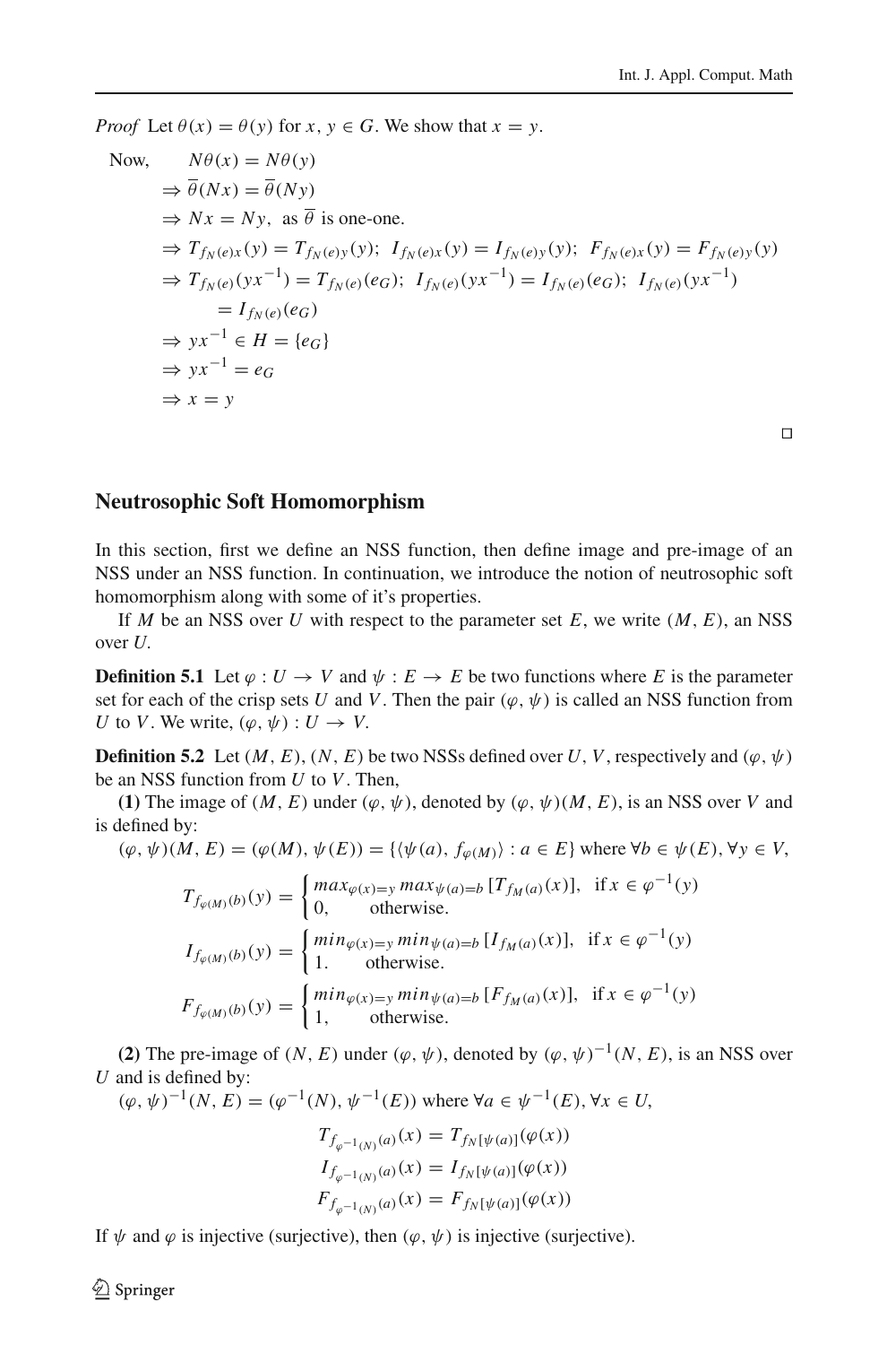*Proof* Let $\theta(x) = \theta(y)$ for $x, y \in G$. We show that $x = y$.

$$
\begin{aligned}
\text{Now,} \quad & N\theta(x) = N\theta(y) \\
& \Rightarrow \overline{\theta}(Nx) = \overline{\theta}(Ny) \\
& \Rightarrow Nx = Ny, \text{ as } \overline{\theta} \text{ is one-one.} \\
& \Rightarrow T_{f_N(e)x}(y) = T_{f_N(e)y}(y);\ I_{f_N(e)x}(y) = I_{f_N(e)y}(y);\ F_{f_N(e)x}(y) = F_{f_N(e)y}(y) \\
& \Rightarrow T_{f_N(e)}(yx^{-1}) = T_{f_N(e)}(e_G);\ I_{f_N(e)}(yx^{-1}) = I_{f_N(e)}(e_G);\ I_{f_N(e)}(yx^{-1}) \\
& \qquad = I_{f_N(e)}(e_G) \\
& \Rightarrow yx^{-1} \in H = \{e_G\} \\
& \Rightarrow yx^{-1} = e_G \\
& \Rightarrow x = y
\end{aligned}
$$

□

## Neutrosophic Soft Homomorphism

In this section, first we define an NSS function, then define image and pre-image of an NSS under an NSS function. In continuation, we introduce the notion of neutrosophic soft homomorphism along with some of it's properties.

If $M$ be an NSS over $U$ with respect to the parameter set $E$, we write $(M, E)$, an NSS over $U$.

**Definition 5.1** Let $\varphi : U \to V$ and $\psi : E \to E$ be two functions where $E$ is the parameter set for each of the crisp sets $U$ and $V$. Then the pair $(\varphi, \psi)$ is called an NSS function from $U$ to $V$. We write, $(\varphi, \psi) : U \to V$.

**Definition 5.2** Let $(M, E)$, $(N, E)$ be two NSSs defined over $U$, $V$, respectively and $(\varphi, \psi)$ be an NSS function from $U$ to $V$. Then,

**(1)** The image of $(M, E)$ under $(\varphi, \psi)$, denoted by $(\varphi, \psi)(M, E)$, is an NSS over $V$ and is defined by:

$(\varphi, \psi)(M, E) = (\varphi(M), \psi(E)) = \{\langle \psi(a), f_{\varphi(M)} \rangle : a \in E\}$ where $\forall b \in \psi(E), \forall y \in V$,

$$
T_{f_{\varphi(M)}(b)}(y) = \begin{cases} max_{\varphi(x)=y}\, max_{\psi(a)=b}\, [T_{f_M(a)}(x)], & \text{if } x \in \varphi^{-1}(y) \\ 0, & \text{otherwise.} \end{cases}
$$

$$
I_{f_{\varphi(M)}(b)}(y) = \begin{cases} min_{\varphi(x)=y}\, min_{\psi(a)=b}\, [I_{f_M(a)}(x)], & \text{if } x \in \varphi^{-1}(y) \\ 1. & \text{otherwise.} \end{cases}
$$

$$
F_{f_{\varphi(M)}(b)}(y) = \begin{cases} min_{\varphi(x)=y}\, min_{\psi(a)=b}\, [F_{f_M(a)}(x)], & \text{if } x \in \varphi^{-1}(y) \\ 1, & \text{otherwise.} \end{cases}
$$

**(2)** The pre-image of $(N, E)$ under $(\varphi, \psi)$, denoted by $(\varphi, \psi)^{-1}(N, E)$, is an NSS over $U$ and is defined by:

$(\varphi, \psi)^{-1}(N, E) = (\varphi^{-1}(N), \psi^{-1}(E))$ where $\forall a \in \psi^{-1}(E), \forall x \in U$,

$$
T_{f_{\varphi^{-1}(N)}(a)}(x) = T_{f_N[\psi(a)]}(\varphi(x))
$$

$$
I_{f_{\varphi^{-1}(N)}(a)}(x) = I_{f_N[\psi(a)]}(\varphi(x))
$$

$$
F_{f_{\varphi^{-1}(N)}(a)}(x) = F_{f_N[\psi(a)]}(\varphi(x))
$$

If $\psi$ and $\varphi$ is injective (surjective), then $(\varphi, \psi)$ is injective (surjective).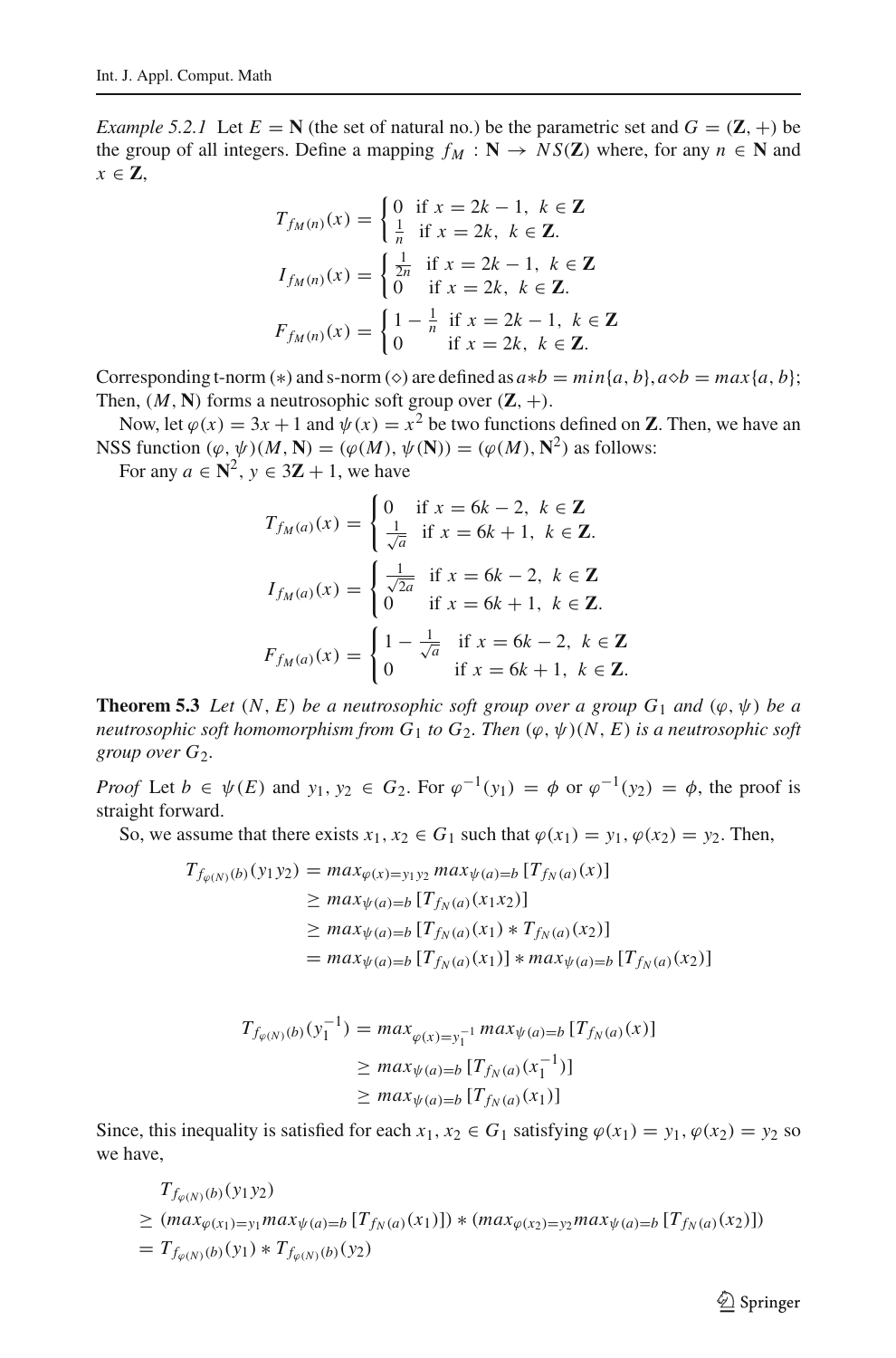*Example 5.2.1* Let $E = \mathbf{N}$ (the set of natural no.) be the parametric set and $G = (\mathbf{Z}, +)$ be the group of all integers. Define a mapping $f_M : \mathbf{N} \rightarrow NS(\mathbf{Z})$ where, for any $n \in \mathbf{N}$ and $x \in \mathbf{Z}$,

$$T_{f_M(n)}(x) = \begin{cases} 0 & \text{if } x = 2k-1, \ k \in \mathbf{Z} \\ \frac{1}{n} & \text{if } x = 2k, \ k \in \mathbf{Z}. \end{cases}$$

$$I_{f_M(n)}(x) = \begin{cases} \frac{1}{2n} & \text{if } x = 2k-1, \ k \in \mathbf{Z} \\ 0 & \text{if } x = 2k, \ k \in \mathbf{Z}. \end{cases}$$

$$F_{f_M(n)}(x) = \begin{cases} 1 - \frac{1}{n} & \text{if } x = 2k-1, \ k \in \mathbf{Z} \\ 0 & \text{if } x = 2k, \ k \in \mathbf{Z}. \end{cases}$$

Corresponding t-norm $(*)$ and s-norm $(\diamond)$ are defined as $a*b = min\{a, b\}, a\diamond b = max\{a, b\}$; Then, $(M, \mathbf{N})$ forms a neutrosophic soft group over $(\mathbf{Z}, +)$.

Now, let $\varphi(x) = 3x + 1$ and $\psi(x) = x^2$ be two functions defined on $\mathbf{Z}$. Then, we have an NSS function $(\varphi, \psi)(M, \mathbf{N}) = (\varphi(M), \psi(\mathbf{N})) = (\varphi(M), \mathbf{N}^2)$ as follows:

For any $a \in \mathbf{N}^2$, $y \in 3\mathbf{Z} + 1$, we have

$$T_{f_M(a)}(x) = \begin{cases} 0 & \text{if } x = 6k-2, \ k \in \mathbf{Z} \\ \frac{1}{\sqrt{a}} & \text{if } x = 6k+1, \ k \in \mathbf{Z}. \end{cases}$$

$$I_{f_M(a)}(x) = \begin{cases} \frac{1}{\sqrt{2a}} & \text{if } x = 6k-2, \ k \in \mathbf{Z} \\ 0 & \text{if } x = 6k+1, \ k \in \mathbf{Z}. \end{cases}$$

$$F_{f_M(a)}(x) = \begin{cases} 1 - \frac{1}{\sqrt{a}} & \text{if } x = 6k-2, \ k \in \mathbf{Z} \\ 0 & \text{if } x = 6k+1, \ k \in \mathbf{Z}. \end{cases}$$

**Theorem 5.3** *Let $(N, E)$ be a neutrosophic soft group over a group $G_1$ and $(\varphi, \psi)$ be a neutrosophic soft homomorphism from $G_1$ to $G_2$. Then $(\varphi, \psi)(N, E)$ is a neutrosophic soft group over $G_2$.*

*Proof* Let $b \in \psi(E)$ and $y_1, y_2 \in G_2$. For $\varphi^{-1}(y_1) = \phi$ or $\varphi^{-1}(y_2) = \phi$, the proof is straight forward.

So, we assume that there exists $x_1, x_2 \in G_1$ such that $\varphi(x_1) = y_1, \varphi(x_2) = y_2$. Then,

$$\begin{aligned} T_{f_{\varphi(N)}(b)}(y_1 y_2) &= max_{\varphi(x)=y_1 y_2}\, max_{\psi(a)=b}\, [T_{f_N(a)}(x)] \\ &\geq max_{\psi(a)=b}\, [T_{f_N(a)}(x_1 x_2)] \\ &\geq max_{\psi(a)=b}\, [T_{f_N(a)}(x_1) * T_{f_N(a)}(x_2)] \\ &= max_{\psi(a)=b}\, [T_{f_N(a)}(x_1)] * max_{\psi(a)=b}\, [T_{f_N(a)}(x_2)] \end{aligned}$$

$$\begin{aligned} T_{f_{\varphi(N)}(b)}(y_1^{-1}) &= max_{\varphi(x)=y_1^{-1}}\, max_{\psi(a)=b}\, [T_{f_N(a)}(x)] \\ &\geq max_{\psi(a)=b}\, [T_{f_N(a)}(x_1^{-1})] \\ &\geq max_{\psi(a)=b}\, [T_{f_N(a)}(x_1)] \end{aligned}$$

Since, this inequality is satisfied for each $x_1, x_2 \in G_1$ satisfying $\varphi(x_1) = y_1, \varphi(x_2) = y_2$ so we have,

$$\begin{aligned} &T_{f_{\varphi(N)}(b)}(y_1 y_2) \\ &\geq (max_{\varphi(x_1)=y_1} max_{\psi(a)=b}\, [T_{f_N(a)}(x_1)]) * (max_{\varphi(x_2)=y_2} max_{\psi(a)=b}\, [T_{f_N(a)}(x_2)]) \\ &= T_{f_{\varphi(N)}(b)}(y_1) * T_{f_{\varphi(N)}(b)}(y_2) \end{aligned}$$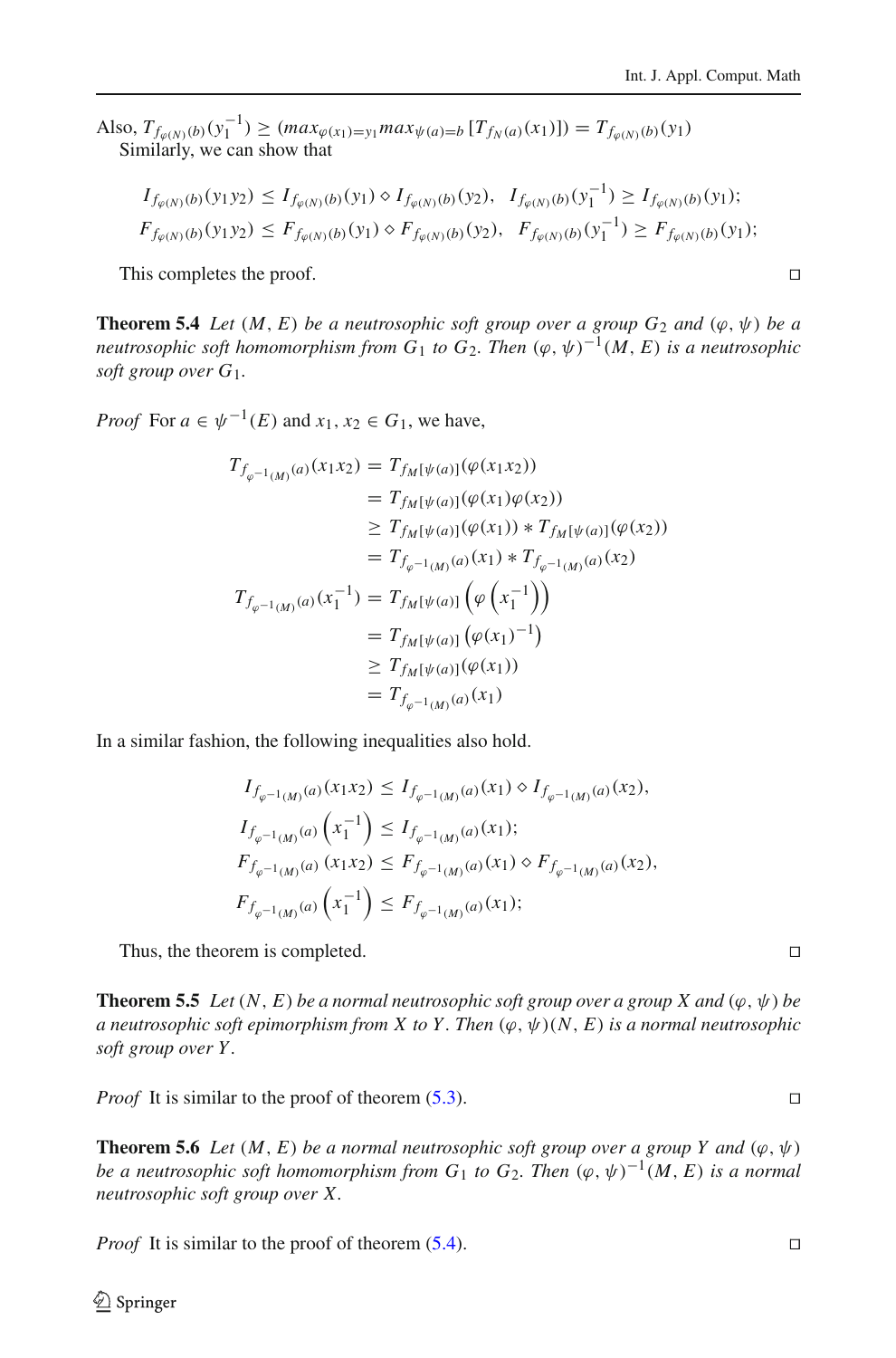Also, $T_{f_{\varphi(N)}(b)}(y_1^{-1}) \geq (max_{\varphi(x_1)=y_1} max_{\psi(a)=b} [T_{f_N(a)}(x_1)]) = T_{f_{\varphi(N)}(b)}(y_1)$
Similarly, we can show that

$$I_{f_{\varphi(N)}(b)}(y_1 y_2) \leq I_{f_{\varphi(N)}(b)}(y_1) \diamond I_{f_{\varphi(N)}(b)}(y_2), \quad I_{f_{\varphi(N)}(b)}(y_1^{-1}) \geq I_{f_{\varphi(N)}(b)}(y_1);$$
$$F_{f_{\varphi(N)}(b)}(y_1 y_2) \leq F_{f_{\varphi(N)}(b)}(y_1) \diamond F_{f_{\varphi(N)}(b)}(y_2), \quad F_{f_{\varphi(N)}(b)}(y_1^{-1}) \geq F_{f_{\varphi(N)}(b)}(y_1);$$

This completes the proof. □

**Theorem 5.4** *Let $(M, E)$ be a neutrosophic soft group over a group $G_2$ and $(\varphi, \psi)$ be a neutrosophic soft homomorphism from $G_1$ to $G_2$. Then $(\varphi, \psi)^{-1}(M, E)$ is a neutrosophic soft group over $G_1$.*

*Proof* For $a \in \psi^{-1}(E)$ and $x_1, x_2 \in G_1$, we have,

$$\begin{aligned}
T_{f_{\varphi^{-1}(M)}(a)}(x_1 x_2) &= T_{f_M[\psi(a)]}(\varphi(x_1 x_2)) \\
&= T_{f_M[\psi(a)]}(\varphi(x_1)\varphi(x_2)) \\
&\geq T_{f_M[\psi(a)]}(\varphi(x_1)) * T_{f_M[\psi(a)]}(\varphi(x_2)) \\
&= T_{f_{\varphi^{-1}(M)}(a)}(x_1) * T_{f_{\varphi^{-1}(M)}(a)}(x_2) \\
T_{f_{\varphi^{-1}(M)}(a)}(x_1^{-1}) &= T_{f_M[\psi(a)]}\left(\varphi\left(x_1^{-1}\right)\right) \\
&= T_{f_M[\psi(a)]}\left(\varphi(x_1)^{-1}\right) \\
&\geq T_{f_M[\psi(a)]}(\varphi(x_1)) \\
&= T_{f_{\varphi^{-1}(M)}(a)}(x_1)
\end{aligned}$$

In a similar fashion, the following inequalities also hold.

$$\begin{aligned}
&I_{f_{\varphi^{-1}(M)}(a)}(x_1 x_2) \leq I_{f_{\varphi^{-1}(M)}(a)}(x_1) \diamond I_{f_{\varphi^{-1}(M)}(a)}(x_2), \\
&I_{f_{\varphi^{-1}(M)}(a)}\left(x_1^{-1}\right) \leq I_{f_{\varphi^{-1}(M)}(a)}(x_1); \\
&F_{f_{\varphi^{-1}(M)}(a)}(x_1 x_2) \leq F_{f_{\varphi^{-1}(M)}(a)}(x_1) \diamond F_{f_{\varphi^{-1}(M)}(a)}(x_2), \\
&F_{f_{\varphi^{-1}(M)}(a)}\left(x_1^{-1}\right) \leq F_{f_{\varphi^{-1}(M)}(a)}(x_1);
\end{aligned}$$

Thus, the theorem is completed. □

**Theorem 5.5** *Let $(N, E)$ be a normal neutrosophic soft group over a group $X$ and $(\varphi, \psi)$ be a neutrosophic soft epimorphism from $X$ to $Y$. Then $(\varphi, \psi)(N, E)$ is a normal neutrosophic soft group over $Y$.*

*Proof* It is similar to the proof of theorem (5.3). □

**Theorem 5.6** *Let $(M, E)$ be a normal neutrosophic soft group over a group $Y$ and $(\varphi, \psi)$ be a neutrosophic soft homomorphism from $G_1$ to $G_2$. Then $(\varphi, \psi)^{-1}(M, E)$ is a normal neutrosophic soft group over $X$.*

*Proof* It is similar to the proof of theorem (5.4). □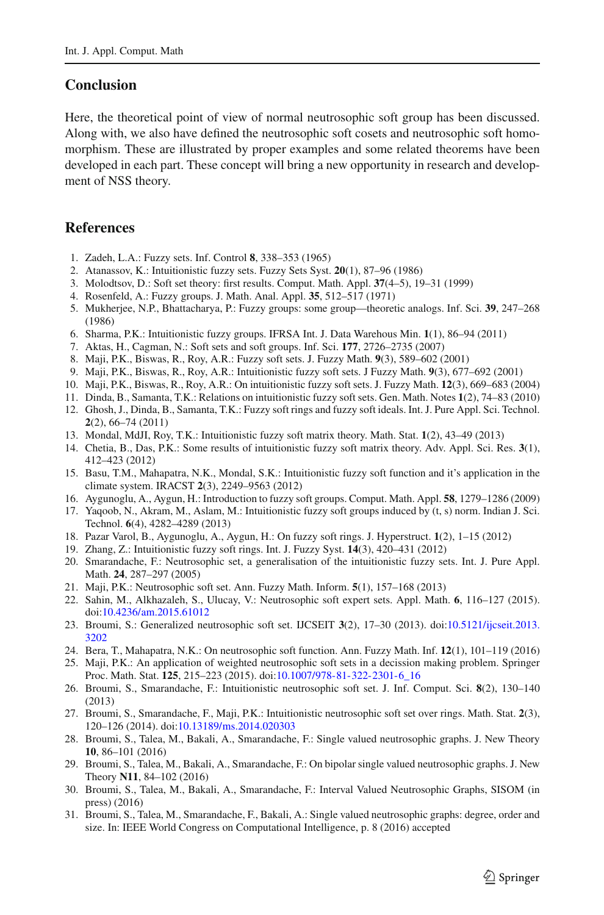## Conclusion

Here, the theoretical point of view of normal neutrosophic soft group has been discussed. Along with, we also have defined the neutrosophic soft cosets and neutrosophic soft homomorphism. These are illustrated by proper examples and some related theorems have been developed in each part. These concept will bring a new opportunity in research and development of NSS theory.

## References

1. Zadeh, L.A.: Fuzzy sets. Inf. Control **8**, 338–353 (1965)
2. Atanassov, K.: Intuitionistic fuzzy sets. Fuzzy Sets Syst. **20**(1), 87–96 (1986)
3. Molodtsov, D.: Soft set theory: first results. Comput. Math. Appl. **37**(4–5), 19–31 (1999)
4. Rosenfeld, A.: Fuzzy groups. J. Math. Anal. Appl. **35**, 512–517 (1971)
5. Mukherjee, N.P., Bhattacharya, P.: Fuzzy groups: some group—theoretic analogs. Inf. Sci. **39**, 247–268 (1986)
6. Sharma, P.K.: Intuitionistic fuzzy groups. IFRSA Int. J. Data Warehous Min. **1**(1), 86–94 (2011)
7. Aktas, H., Cagman, N.: Soft sets and soft groups. Inf. Sci. **177**, 2726–2735 (2007)
8. Maji, P.K., Biswas, R., Roy, A.R.: Fuzzy soft sets. J. Fuzzy Math. **9**(3), 589–602 (2001)
9. Maji, P.K., Biswas, R., Roy, A.R.: Intuitionistic fuzzy soft sets. J Fuzzy Math. **9**(3), 677–692 (2001)
10. Maji, P.K., Biswas, R., Roy, A.R.: On intuitionistic fuzzy soft sets. J. Fuzzy Math. **12**(3), 669–683 (2004)
11. Dinda, B., Samanta, T.K.: Relations on intuitionistic fuzzy soft sets. Gen. Math. Notes **1**(2), 74–83 (2010)
12. Ghosh, J., Dinda, B., Samanta, T.K.: Fuzzy soft rings and fuzzy soft ideals. Int. J. Pure Appl. Sci. Technol. **2**(2), 66–74 (2011)
13. Mondal, MdJI, Roy, T.K.: Intuitionistic fuzzy soft matrix theory. Math. Stat. **1**(2), 43–49 (2013)
14. Chetia, B., Das, P.K.: Some results of intuitionistic fuzzy soft matrix theory. Adv. Appl. Sci. Res. **3**(1), 412–423 (2012)
15. Basu, T.M., Mahapatra, N.K., Mondal, S.K.: Intuitionistic fuzzy soft function and it's application in the climate system. IRACST **2**(3), 2249–9563 (2012)
16. Aygunoglu, A., Aygun, H.: Introduction to fuzzy soft groups. Comput. Math. Appl. **58**, 1279–1286 (2009)
17. Yaqoob, N., Akram, M., Aslam, M.: Intuitionistic fuzzy soft groups induced by (t, s) norm. Indian J. Sci. Technol. **6**(4), 4282–4289 (2013)
18. Pazar Varol, B., Aygunoglu, A., Aygun, H.: On fuzzy soft rings. J. Hyperstruct. **1**(2), 1–15 (2012)
19. Zhang, Z.: Intuitionistic fuzzy soft rings. Int. J. Fuzzy Syst. **14**(3), 420–431 (2012)
20. Smarandache, F.: Neutrosophic set, a generalisation of the intuitionistic fuzzy sets. Int. J. Pure Appl. Math. **24**, 287–297 (2005)
21. Maji, P.K.: Neutrosophic soft set. Ann. Fuzzy Math. Inform. **5**(1), 157–168 (2013)
22. Sahin, M., Alkhazaleh, S., Ulucay, V.: Neutrosophic soft expert sets. Appl. Math. **6**, 116–127 (2015). doi:10.4236/am.2015.61012
23. Broumi, S.: Generalized neutrosophic soft set. IJCSEIT **3**(2), 17–30 (2013). doi:10.5121/ijcseit.2013.3202
24. Bera, T., Mahapatra, N.K.: On neutrosophic soft function. Ann. Fuzzy Math. Inf. **12**(1), 101–119 (2016)
25. Maji, P.K.: An application of weighted neutrosophic soft sets in a decission making problem. Springer Proc. Math. Stat. **125**, 215–223 (2015). doi:10.1007/978-81-322-2301-6_16
26. Broumi, S., Smarandache, F.: Intuitionistic neutrosophic soft set. J. Inf. Comput. Sci. **8**(2), 130–140 (2013)
27. Broumi, S., Smarandache, F., Maji, P.K.: Intuitionistic neutrosophic soft set over rings. Math. Stat. **2**(3), 120–126 (2014). doi:10.13189/ms.2014.020303
28. Broumi, S., Talea, M., Bakali, A., Smarandache, F.: Single valued neutrosophic graphs. J. New Theory **10**, 86–101 (2016)
29. Broumi, S., Talea, M., Bakali, A., Smarandache, F.: On bipolar single valued neutrosophic graphs. J. New Theory **N11**, 84–102 (2016)
30. Broumi, S., Talea, M., Bakali, A., Smarandache, F.: Interval Valued Neutrosophic Graphs, SISOM (in press) (2016)
31. Broumi, S., Talea, M., Smarandache, F., Bakali, A.: Single valued neutrosophic graphs: degree, order and size. In: IEEE World Congress on Computational Intelligence, p. 8 (2016) accepted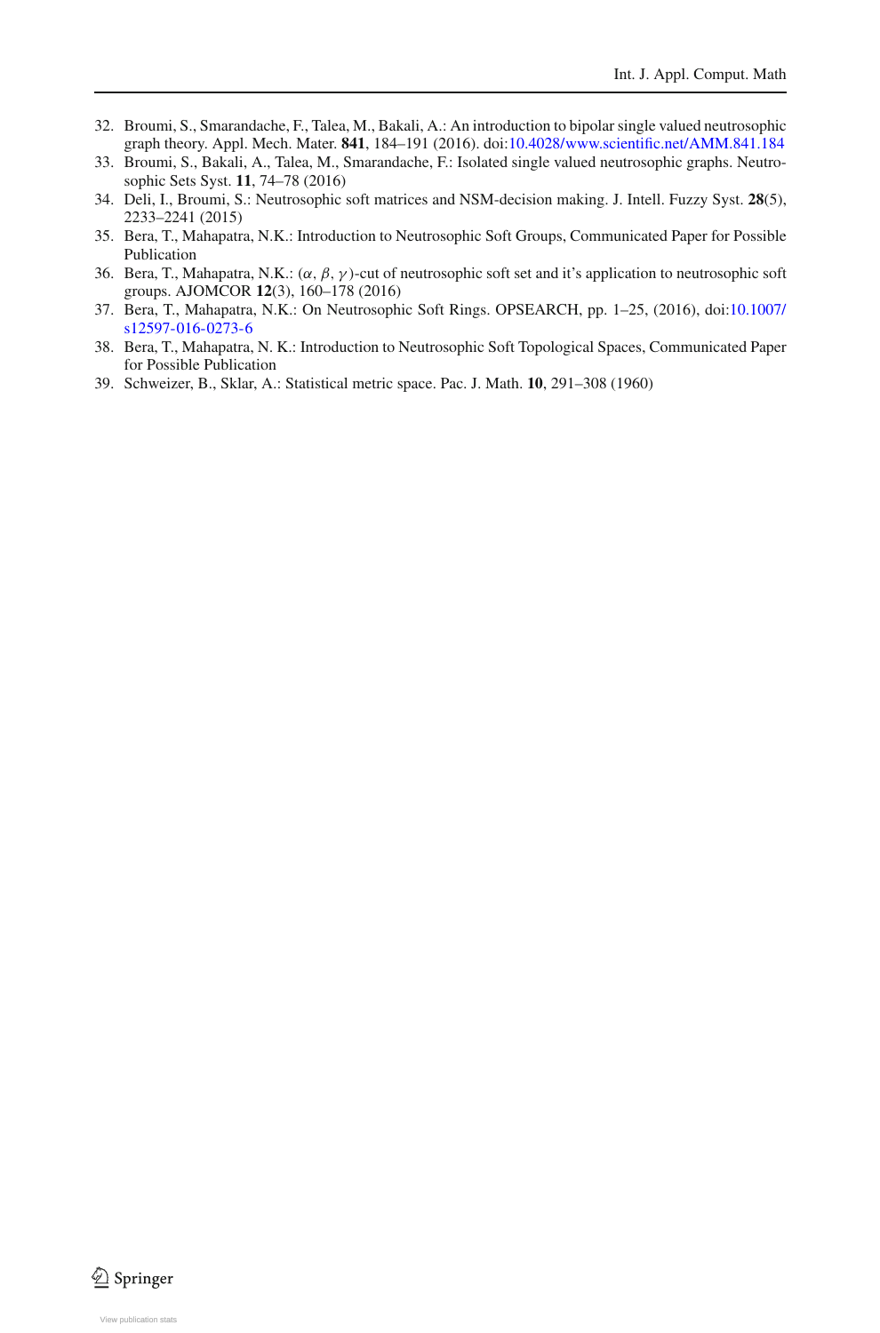32. Broumi, S., Smarandache, F., Talea, M., Bakali, A.: An introduction to bipolar single valued neutrosophic graph theory. Appl. Mech. Mater. **841**, 184–191 (2016). doi:10.4028/www.scientific.net/AMM.841.184
33. Broumi, S., Bakali, A., Talea, M., Smarandache, F.: Isolated single valued neutrosophic graphs. Neutrosophic Sets Syst. **11**, 74–78 (2016)
34. Deli, I., Broumi, S.: Neutrosophic soft matrices and NSM-decision making. J. Intell. Fuzzy Syst. **28**(5), 2233–2241 (2015)
35. Bera, T., Mahapatra, N.K.: Introduction to Neutrosophic Soft Groups, Communicated Paper for Possible Publication
36. Bera, T., Mahapatra, N.K.: $(\alpha, \beta, \gamma)$-cut of neutrosophic soft set and it's application to neutrosophic soft groups. AJOMCOR **12**(3), 160–178 (2016)
37. Bera, T., Mahapatra, N.K.: On Neutrosophic Soft Rings. OPSEARCH, pp. 1–25, (2016), doi:10.1007/s12597-016-0273-6
38. Bera, T., Mahapatra, N. K.: Introduction to Neutrosophic Soft Topological Spaces, Communicated Paper for Possible Publication
39. Schweizer, B., Sklar, A.: Statistical metric space. Pac. J. Math. **10**, 291–308 (1960)